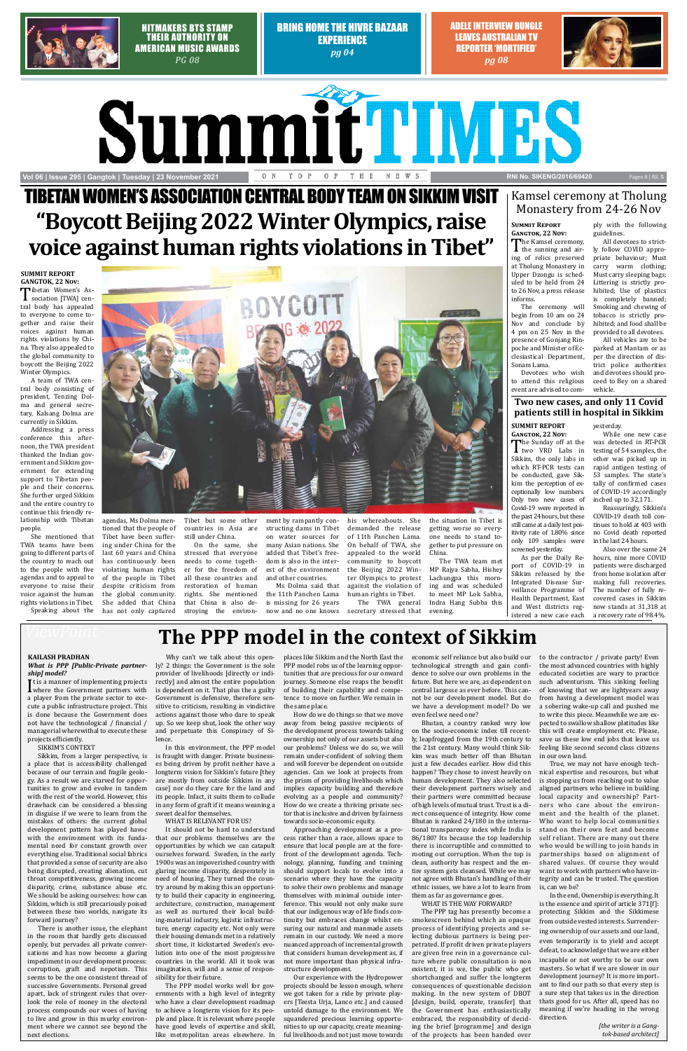HITMAKERS BTS STAMP THEIR AUTHORITY ON AMERICAN MUSIC AWARDS PG 08

BRING HOME THE HIVRE BAZAAR EXPERIENCE pg 04

ADELE INTERVIEW BUNGLE LEAVES AUSTRALIAN TV REPORTER 'MORTIFIED' pg 08

# Summit TIMES

Vol 06 | Issue 295 | Gangtok | Tuesday | 23 November 2021 — ON TOP OF THE NEWS — RNI No. SIKENG/2016/69420 — Pages 8 | RS. 5

## TIBETAN WOMEN'S ASSOCIATION CENTRAL BODY TEAM ON SIKKIM VISIT

# "Boycott Beijing 2022 Winter Olympics, raise voice against human rights violations in Tibet"

**SUMMIT REPORT**
**GANGTOK, 22 Nov:**

Tibetan Women's Association [TWA] central body has appealed to everyone to come together and raise their voices against human rights violations by China. They also appealed to the global community to boycott the Beijing 2022 Winter Olympics.

A team of TWA central body consisting of president, Tenzing Dolma and general secretary, Kalsang Dolma are currently in Sikkim.

Addressing a press conference this afternoon, the TWA president thanked the Indian government and Sikkim government for extending support to Tibetan people and their concerns. She further urged Sikkim and the entire country to continue this friendly relationship with Tibetan people.

She mentioned that TWA teams have been going to different parts of the country to reach out to the people with five agendas and to appeal to everyone to raise their voice against the human rights violations in Tibet.

Speaking about the agendas, Ms Dolma mentioned that the people of Tibet have been suffering under China for the last 60 years and China has continuously been violating human rights of the people in Tibet despite criticism from the global community. She added that China has not only captured Tibet but some other countries in Asia are still under China.

On the same, she stressed that everyone needs to come together for the freedom of all these countries and restoration of human rights. She mentioned that China is also destroying the environment by rampantly constructing dams in Tibet on water sources for many Asian nations. She added that Tibet's freedom is also in the interest of the environment and other countries.

Ms Dolma said that the 11th Panchen Lama is missing for 26 years now and no one knows his whereabouts. She demanded the release of 11th Panchen Lama. On behalf of TWA, she appealed to the world community to boycott the Beijing 2022 Winter Olympics to protest against the violation of human rights in Tibet.

The TWA general secretary stressed that the situation in Tibet is getting worse so everyone needs to stand together to put pressure on China.

The TWA team met MP Rajya Sabha, Hishey Lachungpa this morning and was scheduled to meet MP Lok Sabha, Indra Hang Subba this evening.

## Kamsel ceremony at Tholung Monastery from 24-26 Nov

**SUMMIT REPORT**
**GANGTOK, 22 Nov:**

The Kamsel ceremony, the sunning and airing of relics preserved at Tholung Monastery in Upper Dzongu is scheduled to be held from 24 to 26 Nov, a press release informs.

The ceremony will begin from 10 am on 24 Nov and conclude by 4 pm on 25 Nov in the presence of Gonjang Rinpoche and Minister of Ecclesiastical Department, Sonam Lama.

Devotees who wish to attend this religious event are advised to comply with the following guidelines.

All devotees to strictly follow COVID appropriate behaviour; Must carry warm clothing; Must carry sleeping bags; Littering is strictly prohibited; Use of plastics is completely banned; Smoking and chewing of tobacco is strictly prohibited; and food shall be provided to all devotees.

All vehicles are to be parked at Mantam or as per the direction of district police authorities and devotees should proceed to Bey on a shared vehicle.

## Two new cases, and only 11 Covid patients still in hospital in Sikkim

**SUMMIT REPORT**
**GANGTOK, 22 Nov:**

The Sunday off at the two VRD Labs in Sikkim, the only labs in which RT-PCR tests can be conducted, gave Sikkim the perception of exceptionally low numbers. Only two new cases of Covid-19 were reported in the past 24 hours, but these still came at a daily test positivity rate of 1.80% since only 109 samples were screened yesterday.

As per the Daily Report of COVID-19 in Sikkim released by the Integrated Disease Surveillance Programme of Health Department, East and West districts registered a new case each yesterday.

While one new case was detected in RT-PCR testing of 54 samples, the other was picked up in rapid antigen testing of 53 samples. The state's tally of confirmed cases of COVID-19 accordingly inched up to 32,171.

Reassuringly, Sikkim's COVID-19 death toll continues to hold at 403 with no Covid death reported in the last 24 hours.

Also over the same 24 hours, nine more COVID patients were discharged from home isolation after making full recoveries. The number of fully recovered cases in Sikkim now stands at 31,318 at a recovery rate of 98.4%.

## ViewPoint

# The PPP model in the context of Sikkim

**KAILASH PRADHAN**

***What is PPP [Public-Private partnership] model?***

It is a manner of implementing projects where the Government partners with a player from the private sector to execute a public infrastructure project. This is done because the Government does not have the technological / financial / managerial wherewithal to execute these projects efficiently.

SIKKIM'S CONTEXT

Sikkim, from a larger perspective, is a place that is accessibility challenged because of our terrain and fragile geology. As a result we are starved for opportunities to grow and evolve in tandem with the rest of the world. However, this drawback can be considered a blessing in disguise if we were to learn from the mistakes of others: the current global development pattern has played havoc with the environment with its fundamental need for constant growth over everything else. Traditional social fabrics that provided a sense of security are also being disrupted, creating alienation, cut throat competitiveness, growing income disparity, crime, substance abuse etc. We should be asking ourselves: how can Sikkim, which is still precariously poised between these two worlds, navigate its forward journey?

There is another issue, the elephant in the room that hardly gets discussed openly, but pervades all private conversations and has now become a glaring impediment in our development process: corruption, graft and nepotism. This seems to be the one consistent thread of successive Governments. Personal greed apart, lack of stringent rules that overlook the role of money in the electoral process compounds our woes of having to live and grow in this murky environment where we cannot see beyond the next elections.

Why can't we talk about this openly? 2 things: the Government is the sole provider of livelihoods [directly or indirectly] and almost the entire population is dependent on it. That plus the a guilty Government is defensive, therefore sensitive to criticism, resulting in vindictive actions against those who dare to speak up. So we keep shut, look the other way and perpetuate this Conspiracy of Silence.

In this environment, the PPP model is fraught with danger. Private businesses being driven by profit neither have a longterm vision for Sikkim's future [they are mostly from outside Sikkim in any case] nor do they care for the land and its people. Infact, it suits them to collude in any form of graft if it means weaning a sweet deal for themselves.

WHAT IS RELEVANT FOR US?

It should not be hard to understand that our problems themselves are the opportunities by which we can catapult ourselves forward. Sweden, in the early 1900s was an impoverished country with glaring income disparity, desperately in need of housing. They turned the country around by making this an opportunity to build their capacity in engineering, architecture, construction, management as well as nurtured their local building-material industry, logistic infrastructure, energy capacity etc. Not only were their housing demands met in a relatively short time, it kickstarted Sweden's evolution into one of the most progressive countries in the world. All it took was imagination, will and a sense of responsibility for their future.

The PPP model works well for governments with a high level of integrity who have a clear development roadmap to achieve a longterm vision for its people and place. It is relevant where people have good levels of expertise and skill, like metropolitan areas elsewhere. In places like Sikkim and the North East the PPP model robs us of the learning opportunities that are precious for our onward journey. Someone else reaps the benefit of building their capability and competence to move on further. We remain in the same place.

How do we do things so that we move away from being passive recipients of the development process towards taking ownership not only of our assets but also our problems? Unless we do so, we will remain under-confident of solving them and will forever be dependent on outside agencies. Can we look at projects from the prism of providing livelihoods which implies capacity building and therefore evolving as a people and community? How do we create a thriving private sector that is inclusive and driven by fairness towards socio-economic equity.

Approaching development as a process rather than a race, allows space to ensure that local people are at the forefront of the development agenda. Technology, planning, funding and training should support locals to evolve into a scenario where they have the capacity to solve their own problems and manage themselves with minimal outside interference. This would not only make sure that our indigenous way of life finds continuity but embraces change whilst ensuring our natural and manmade assets remain in our custody. We need a more nuanced approach of incremental growth that considers human development as, if not more important than physical infrastructure development.

Our experience with the Hydropower projects should be lesson enough, where we got taken for a ride by private players [Teesta Urja, Lanco etc.] and caused untold damage to the environment. We squandered precious learning opportunities to up our capacity, create meaningful livelihoods and not just move towards economic self reliance but also build our technological strength and gain confidence to solve our own problems in the future. But here we are, as dependent on central largesse as ever before. This cannot be our development model. But do we have a development model? Do we even feel we need one?

Bhutan, a country ranked very low on the socio-economic index till recently, leapfrogged from the 19th century to the 21st century. Many would think Sikkim was much better off than Bhutan just a few decades earlier. How did this happen? They chose to invest heavily on human development. They also selected their development partners wisely and their partners were committed because of high levels of mutual trust. Trust is a direct consequence of integrity. How come Bhutan is ranked 24/180 in the international transparency index while India is 86/180? Its because the top leadership there is incorruptible and committed to rooting out corruption. When the top is clean, authority has respect and the entire system gets cleansed. While we may not agree with Bhutan's handling of their ethnic issues, we have a lot to learn from them as far as governance goes.

WHAT IS THE WAY FORWARD?

The PPP tag has presently become a smokescreen behind which an opaque process of identifying projects and selecting dubious partners is being perpetrated. If profit driven private players are given free rein in a governance culture where public consultation is non existent, it is we, the public who get shortchanged and suffer the longterm consequences of questionable decision making. In the new system of DBOT [design, build, operate, transfer] that the Government has enthusiastically embraced, the responsibility of deciding the brief [programme] and design of the projects has been handed over to the contractor / private party! Even the most advanced countries with highly educated societies are wary to practice such adventurism. This sinking feeling of knowing that we are lightyears away from having a development model was a sobering wake-up call and pushed me to write this piece. Meanwhile we are expected to swallow shallow platitudes like this will create employment etc. Please, save us these low end jobs that leave us feeling like second second class citizens in our own land.

True, we may not have enough technical expertise and resources, but what is stopping us from reaching out to value aligned partners who we believe in building local capacity and ownership? Partners who care about the environment and the health of the planet. Who want to help local communities stand on their own feet and become self reliant. There are many out there who would be willing to join hands in partnerships based on alignment of shared values. Of course they would want to work with partners who have integrity and can be trusted. The question is, can we be?

In the end, Ownership is everything. It is the essence and spirit of article 371[F]: protecting Sikkim and the Sikkimese from outside vested interests. Surrendering ownership of our assets and our land, even temporarily is to yield and accept defeat, to acknowledge that we are either incapable or not worthy to be our own masters. So what if we are slower in our development journey? It is more important to find our path so that every step is a sure step that takes us in the direction thats good for us. After all, speed has no meaning if we're heading in the wrong direction.

*[the writer is a Gangtok-based architect]*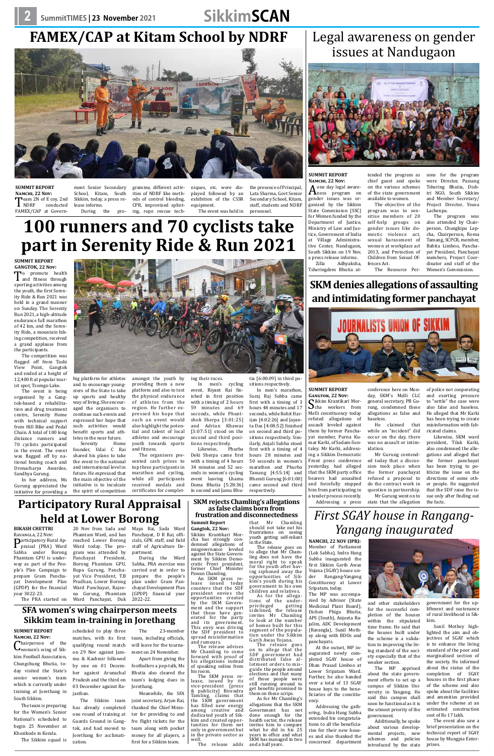# FAMEX/CAP at Kitam School by NDRF

**SUMMIT REPORT**
**NAMCHI, 22 NOV:**

Team 2N of E coy, 2nd NDRF conducted FAMEX/CAP at Government Senior Secondary School, Kitam, South Sikkim, today, a press release informs.

During the programme, different activities of NDRF like methods of control bleeding, CPR, improvised splinting, rope rescue techniques, etc. were displayed followed by an exhibition of the CSSR equipment.

The event was held in the presence of Principal, Lata Sharma, Govt Senior Secondary School, Kitam, staff, students and NDRF personnel.

# Legal awareness on gender issues at Nandugaon

**SUMMIT REPORT**
**NAMCHI, 22 NOV:**

A one day legal awareness program on gender issues was organized by the Sikkim State Commission [SSC] for Women funded by the Department of Justice, Ministry of Law and Justice, Government of India at Village Administrative Center, Nandugaon, South Sikkim on 19 Nov, a press release informs.

Zilla Adhyaksha, Tsheringdem Bhutia attended the program as chief guest and spoke on the various schemes of the state government available to women.

The objective of the program was to sensitise members of 20 self-help groups on gender issues like domestic violence act, sexual harassment of women at workplace act 2013, and Protection of Children from Sexual Offences Act.

The Resource Persons for the program were Director, Passang Tshering Bhutia, Dishtri NGO, South Sikkim and Member Secretary/ Project Director, Yousa Lachenpa.

The program was also attended by Chairperson, Chungkipu Lepcha, Chairperson, Roma Tamang, SCPCR, member, Babita Limboo, Panchayat President, Panchayat members, Project Coordinator and staff of the Women's Commission.

# 100 runners and 70 cyclists take part in Serenity Ride & Run 2021

**SUMMIT REPORT**
**GANGTOK, 22 NOV:**

To promote health and fitness through sporting activities among the youth, the first Serenity Ride & Run 2021 was held in a grand manner on Sunday. The Serenity Run 2021, a high-altitude endurance full marathon of 42 km, and the Serenity Ride, a mountain biking competition, received a grand applause from the participants.

The competition was flagged off from Tashi View Point, Gangtok and ended at a height of 12,400 ft at popular tourist spot, Tsomgo Lake.

The event is being organised by a Gangtok-based a rehabilitation and drug treatment centre, Serenity Home with technical support from Hill Bike and Pedal Chain. A total of 100 long distance runners and 70 cyclists participated in the event. The event was flagged off by national boxing coach and Dronacharya Awardee, Sandhya Gurung.

In her address, Ms Gurung appreciated the initiative for providing a big platform for athletes and to encourage youngsters of the State to take up sports and healthy way of living. She encouraged the organisers to continue such events and expressed her hope that such activities would benefit sports and athletes in the near future.

Serenity Home founder, Udai C Rai shared his plans to take the event to the national and international level in future. He expressed that the main objective of the initiative is to inculcate the spirit of competition amongst the youth by providing them a new platform and also to test the physical endurance of athletes from the region. He further expressed his hope that such an event would also highlight the potential and talent of local athletes and encourage youth towards sports and fitness.

The organisers presented cash prizes to top three participants in marathon and cycling, while all participants received medals and certificates for completing their races.

In men's cycling event, Riyant Rai finished in first position with a timing of 2 hours 59 minutes and 69 seconds, while Phuntshok Sherpa [3:01:25] and Adrian Khawas [3:07:51] stood on the second and third positions respectively.

Likewise, Phurba Deki Sherpa came first with a timing of 4 hours 34 minutes and 52 seconds in women's cycling event leaving Lhamu Doma Bhutia [5:28:36] in second and Jamu Bhutia [6:00:09] in third positions respectively.

In men's marathon, Suraj Raj Subba came first with a timing of 3 hours 48 minutes and 17 seconds, while Rohit Harijan [4:02:26] and Jayanta Das [4:08:52] finished on second and third positions respectively. Similarly, Anjali Subba stood first with a timing of 4 hours 28 minutes and 50 seconds in women's marathon and Pempa Tamang [4:55:14] and Bharati Gurung [6:01:00] came second and third respectively.

# SKM denies allegations of assaulting and intimidating former panchayat

**SUMMIT REPORT**
**GANGTOK, 22 NOV:**

Sikkim Krantikari Morcha workers from Melli constituency today refuted allegations of assault leveled against them by former Panchayat member, Purna Kumar Karki, of Sadam-Suntaley. Mr Karki, addressing a Sikkim Democratic Front press conference yesterday, had alleged that the SKM party office bearers had assaulted and forcefully stopped him from participating in a tender process recently.

Addressing a press conference here on Monday, SKM's Melli CLC general secretary, PB Gurung, condemned these allegations as false and baseless.

He claimed that while an "incident" did occur on the day, there was no assault or intimidation.

Mr Gurung contended today that a discussion took place when the former panchayat refused a proposal to do the contract work in question in partnership.

Mr Gurung went on to state that the allegation of police not cooperating and exerting pressure to "settle" the case were also false and baseless. He alleged that Mr Karki has been trying to create misinformation with fabricated claims.

Likewise, SKM ward president, Tilak Karki, also condemned the allegations and alleged that the former panchayat has been trying to politicize the issue on the directions of some other people. He suggested that the SDF raise the issue only after finding out the facts.

# Participatory Rural Appraisal held at Lower Borong

**BIKASH CHETTRI**
**RAVANGLA, 22 NOV:**

Participatory Rural Appraisal (PRA) Ward Sabha under Borong Phamtam GPU is underway as part of the People's Plan Campaign to prepare Gram Panchayat Development Plan (GPDP) for the financial year 3022-23.

The PRA started on 20 Nov from Sada and Phamtam Ward, and has reached Lower Borong Ward today. The program was attended by Panchayat President, Borong Phamtam GPU, Rupa Gurung, Panchayat Vice President, T.B Pradhan, Lower Borong Ward Panchayat, Rajeena Gurung, Phamtam Ward Panchayat, Duk Maya Rai, Sada Ward Panchayat, D B Rai, officials, GPK staff, and field staff of Agriculture Department.

During the Ward Sabha, PRA exercise was carried out in order to prepare the people's plan under Gram Panchayat Development Plan (GPDP) financial year 2022-22.

# SKM rejects Chamling's allegations as false claims born from frustration and disconnectedness

**Summit Report**
**Gangtok, 22 Nov:**

Sikkim Krantikari Morcha has strongly condemned allegations of misgovernance leveled against the State Government by Sikkim Democratic Front president, former Chief Minister Pawan Chamling.

An SKM press release issued today counters that the SDF president envies the opportunities created by the SKM Government and the support that these have generated for the party and its government. This envy was driving the SDF president to spread misinformation and rumours.

The release advises Mr Chamling to come forward with proof of his allegations instead of speaking online from his room.

The SKM press release, issued by its vice-president [press & publicity] Birendra Tamling, claims that the SKM government has filled new energy among creative and dedicated youth of Sikkim and created opportunities for them not only in government but in the private sector as well.

The release adds that Mr Chamling should not take out his frustrations on seeing youth getting self-reliant in the State.

The release goes on to allege that Mr Chamling does not have the moral right to speak for the youth after having siphoned away the opportunities of Sikkim's youth during his government to his own children and relatives.

As for the allegations of the underprivileged getting sidelined, the release invites Mr Chamling to look at the number of homes built for this segment of the population under the Sikkim Garib Awas Yojana.

The release goes on to allege that the SDF government had distributed false allotment orders to misguide the people around elections and that many of those people were still running around to get benefits promised to them on these scrips.

As for Mr Chamling's allegations that the SKM Government has not done enough for the health sector, the release invites him to compare what he did in his 25 years in office and what SKM has managed in two and a half years.

# First SGAY house in Rangang-Yangang inaugurated

**NAMCHI, 22 NOV (IPR):**

Member of Parliament (Lok Sabha), Indra Hang Subba inaugurated the first Sikkim Garib Awas Yojana (SGAY) house under Rangang-Yangang Constituency at Lower Sripatam, today.

The MP was accompanied by Advisor (State Medicinal Plant Board), Dichen Phigu Bhutia, APS (South), Anjeeta Rajalim, ADC Development (Ravangla), Sunil Mothey along with BDOs and panchayats.

At the outset, MP inaugurated newly completed SGAY house of Dhan Prasad Limboo at Lower Sripatam Ward. Further, he also handed over a total of 13 SGAY house keys to the beneficiaries of the constituency.

Addressing the gathering, Indra Hang Subba extended his congratulations to all the beneficiaries for their new houses and also thanked the concerned department and other stakeholders for the successful completion of the houses within the stipulated time frame. He said that the houses built under the scheme is a validation to improving the living standard of the society especially that of the weaker section.

The MP apprised about the state government efforts to set up a campus of Sikkim University in Yangang. He said this campus shall soon be functional as it is the utmost priority of the government.

Additionally, he spoke about various developmental projects, new schemes and policies introduced by the state government for the upliftment and sustenance of rural livelihood in Sikkim.

Sunil Mothey highlighted the aim and objectives of SGAY which is to enhance the living standard of the poor and marginalised section of the society. He informed about the status of the completion of SGAY houses in the first phase of the scheme and also spoke about the facilities and amenities provided under the scheme at an estimated construction cost of Rs 17 lakh.

The event also saw a brief presentation on the technical report of SGAY house by Mungpia Enterprises.

# SFA women's wing chairperson meets Sikkim team in-training in Jorethang

**SUMMIT REPORT**
**NAMCHI, 22 NOV:**

Chairperson of the women's wing of Sikkim Football Association, Chungchung Bhutia, today visited the State's senior women's team which is currently under training at Jorethang in South Sikkim.

The team is preparing for the Women's Senior National's scheduled to begin 25 November at Khozikode in Kerala.

The Sikkim squad is scheduled to play three matches, with its first qualifying round match on 29 Nov against Jammu & Kashmir followed by one on 01 December against Arunachal Pradesh and the third on 03 December against Rajasthan.

The Sikkim team has already completed one round of training at Guards Ground in Gangtok, and had moved to Jorethang for acclimatization.

The 23-member team, including officials, will leave for the tournament on 24 November.

Apart from giving the footballers a pep-talk, Ms Bhutia also cleared the team's lodging dues in Jorethang.

Meanwhile, the SFA joint secretary, Arjun Rai, thanked the Chief Minister for providing to and fro flight tickets for the team along with pocket money for all players, a first for a Sikkim team.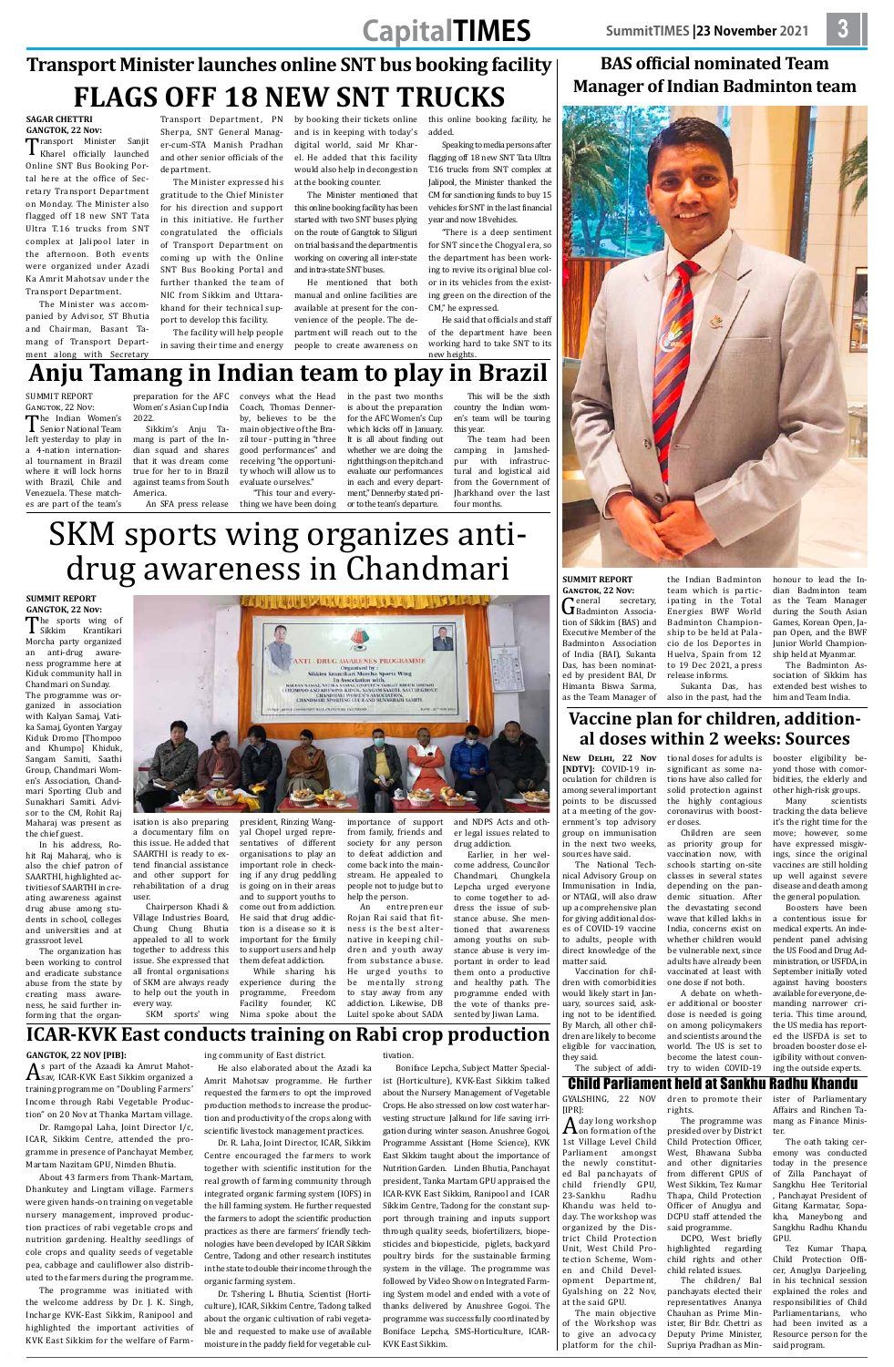## Transport Minister launches online SNT bus booking facility

# FLAGS OFF 18 NEW SNT TRUCKS

**SAGAR CHETTRI**
**GANGTOK, 22 Nov:**

Transport Minister Sanjit Kharel officially launched Online SNT Bus Booking Portal here at the office of Secretary Transport Department on Monday. The Minister also flagged off 18 new SNT Tata Ultra T.16 trucks from SNT complex at Jalipool later in the afternoon. Both events were organized under Azadi Ka Amrit Mahotsav under the Transport Department.

The Minister was accompanied by Advisor, ST Bhutia and Chairman, Basant Tamang of Transport Department along with Secretary Transport Department, PN Sherpa, SNT General Manager-cum-STA Manish Pradhan and other senior officials of the department.

The Minister expressed his gratitude to the Chief Minister for his direction and support in this initiative. He further congratulated the officials of Transport Department on coming up with the Online SNT Bus Booking Portal and further thanked the team of NIC from Sikkim and Uttarakhand for their technical support to develop this facility.

The facility will help people in saving their time and energy by booking their tickets online and is in keeping with today's digital world, said Mr Kharel. He added that this facility would also help in decongestion at the booking counter.

The Minister mentioned that this online booking facility has been started with two SNT buses plying on the route of Gangtok to Siliguri on trial basis and the department is working on covering all inter-state and intra-state SNT buses.

He mentioned that both manual and online facilities are available at present for the convenience of the people. The department will reach out to the people to create awareness on this online booking facility, he added.

Speaking to media persons after flagging off 18 new SNT Tata Ultra T.16 trucks from SNT complex at Jalipool, the Minister thanked the CM for sanctioning funds to buy 15 vehicles for SNT in the last financial year and now 18 vehicles.

"There is a deep sentiment for SNT since the Chogyal era, so the department has been working to revive its original blue color in its vehicles from the existing green on the direction of the CM," he expressed.

He said that officials and staff of the department have been working hard to take SNT to its new heights.

# Anju Tamang in Indian team to play in Brazil

SUMMIT REPORT
GANGTOK, 22 Nov:

The Indian Women's Senior National Team left yesterday to play in a 4-nation international tournament in Brazil where it will lock horns with Brazil, Chile and Venezuela. These matches are part of the team's preparation for the AFC Women's Asian Cup India 2022.

Sikkim's Anju Tamang is part of the Indian squad and shares that it was a dream come true for her to in Brazil against teams from South America.

An SFA press release conveys what the Head Coach, Thomas Dennerby, believes to be the main objective of the Brazil tour - putting in "three good performances" and receiving "the opportunity which will allow us to evaluate ourselves."

"This tour and everything we have been doing in the past two months is about the preparation for the AFC Women's Cup which kicks off in January. It is all about finding out whether we are doing the right things on the pitch and evaluate our performances in each and every department," Dennerby stated prior to the team's departure.

This will be the sixth country the Indian women's team will be touring this year.

The team had been camping in Jamshedpur with infrastructural and logistical aid from the Government of Jharkhand over the last four months.

# SKM sports wing organizes anti-drug awareness in Chandmari

**SUMMIT REPORT**
**GANGTOK, 22 Nov:**

The sports wing of Sikkim Krantikari Morcha party organized an anti-drug awareness programme here at Kiduk community hall in Chandmari on Sunday. The programme was organized in association with Kalyan Samaj, Vatika Samaj, Gyonten Yargay Kiduk Dromo [Thompoo and Khumpo] Khiduk, Sangam Samiti, Saathi Group, Chandmari Women's Association, Chandmari Sporting Club and Sunakhari Samiti. Advisor to the CM, Rohit Raj Maharaj was present as the chief guest.

In his address, Rohit Raj Maharaj, who is also the chief patron of SAARTHI, highlighted activities of SAARTHI in creating awareness against drug abuse among students in school, colleges and universities and at grassroot level.

The organization has been working to control and eradicate substance abuse from the state by creating mass awareness, he said further informing that the organisation is also preparing a documentary film on this issue. He added that SAARTHI is ready to extend financial assistance and other support for rehabilitation of a drug user.

Chairperson Khadi & Village Industries Board, Chung Chung Bhutia appealed to all to work together to address this issue. She expressed that all frontal organisations of SKM are always ready to help out the youth in every way.

SKM sports' wing president, Rinzing Wangyal Chopel urged representatives of different organisations to play an important role in checking if any drug peddling is going on in their areas and to support youths to come out from addiction. He said that drug addiction is a disease so it is important for the family to support users and help them defeat addiction.

While sharing his experience during the programme, Freedom Facility founder, KC Nima spoke about the importance of support from family, friends and society for any person to defeat addiction and come back into the mainstream. He appealed to people not to judge but to help the person.

An entrepreneur Rojan Rai said that fitness is the best alternative in keeping children and youth away from substance abuse. He urged youths to be mentally strong to stay away from any addiction. Likewise, DB Luitel spoke about SADA and NDPS Acts and other legal issues related to drug addiction.

Earlier, in her welcome address, Councilor Chandmari, Chungkela Lepcha urged everyone to come together to address the issue of substance abuse. She mentioned that awareness among youths on substance abuse is very important in order to lead them onto a productive and healthy path. The programme ended with the vote of thanks presented by Jiwan Lama.

## BAS official nominated Team Manager of Indian Badminton team

**SUMMIT REPORT**
**GANGTOK, 22 Nov:**

General secretary, Badminton Association of Sikkim (BAS) and Executive Member of the Badminton Association of India (BAI), Sukanta Das, has been nominated by president BAI, Dr Himanta Biswa Sarma, as the Team Manager of the Indian Badminton team which is participating in the Total Energies BWF World Badminton Championship to be held at Palacio de los Deportes in Huelva, Spain from 12 to 19 Dec 2021, a press release informs.

Sukanta Das, has also in the past, had the honour to lead the Indian Badminton team as the Team Manager during the South Asian Games, Korean Open, Japan Open, and the BWF Junior World Championship held at Myanmar.

The Badminton Association of Sikkim has extended best wishes to him and Team India.

## Vaccine plan for children, additional doses within 2 weeks: Sources

**NEW DELHI, 22 Nov [NDTV]:** COVID-19 inoculation for children is among several important points to be discussed at a meeting of the government's top advisory group on immunisation in the next two weeks, sources have said.

The National Technical Advisory Group on Immunisation in India, or NTAGI, will also draw up a comprehensive plan for giving additional doses of COVID-19 vaccine to adults, people with direct knowledge of the matter said.

Vaccination for children with comorbidities will likely start in January, sources said, asking not to be identified. By March, all other children are likely to become eligible for vaccination, they said.

The subject of additional doses for adults is significant as some nations have also called for solid protection against the highly contagious coronavirus with booster doses.

Children are seen as priority group for vaccination now, with schools starting on-site classes in several states depending on the pandemic situation. After the devastating second wave that killed lakhs in India, concerns exist on whether children would be vulnerable next, since adults have already been vaccinated at least with one dose if not both.

A debate on whether additional or booster dose is needed is going on among policymakers and scientists around the world. The US is set to become the latest country to widen COVID-19 booster eligibility beyond those with comorbidities, the elderly and other high-risk groups.

Many scientists tracking the data believe it's the right time for the move; however, some have expressed misgivings, since the original vaccines are still holding up well against severe disease and death among the general population.

Boosters have been a contentious issue for medical experts. An independent panel advising the US Food and Drug Administration, or USFDA, in September initially voted against having boosters available for everyone, demanding narrower criteria. This time around, the US media has reported the USFDA is set to broaden booster dose eligibility without convening the outside experts.

# ICAR-KVK East conducts training on Rabi crop production

**GANGTOK, 22 NOV [IPR]:**

As part of the Azaadi ka Amrut Mahotsav, ICAR-KVK East Sikkim organized a training programme on "Doubling Farmers' Income through Rabi Vegetable Production" on 20 Nov at Thanka Martam village.

Dr. Ramgopal Laha, Joint Director I/c, ICAR, Sikkim Centre, attended the programme in presence of Panchayat Member, Martam Nazitam GPU, Nimden Bhutia.

About 43 farmers from Thank-Martam, Dhankutey and Lingtam village. Farmers were given hands-on training on vegetable nursery management, improved production practices of rabi vegetable crops and nutrition gardening. Healthy seedlings of cole crops and quality seeds of vegetable pea, cabbage and cauliflower also distributed to the farmers during the programme.

The programme was initiated with the welcome address by Dr. J. K. Singh, Incharge KVK-East Sikkim, Ranipool and highlighted the important activities of KVK East Sikkim for the welfare of Farming community of East district.

He also elaborated about the Azadi ka Amrit Mahotsav programme. He further requested the farmers to opt the improved production methods to increase the production and productivity of the crops along with scientific livestock management practices.

Dr. R. Laha, Joint Director, ICAR, Sikkim Centre encouraged the farmers to work together with scientific institution for the real growth of farming community through integrated organic farming system (IOFS) in the hill farming system. He further requested the farmers to adopt the scientific production practices as there are farmers' friendly technologies have been developed by ICAR Sikkim Centre, Tadong and other research institutes in the state to double their income through the organic farming system.

Dr. Tshering L. Bhutia, Scientist (Horticulture), ICAR, Sikkim Centre, Tadong talked about the organic cultivation of rabi vegetable and requested to make use of available moisture in the paddy field for vegetable cultivation.

Boniface Lepcha, Subject Matter Specialist (Horticulture), KVK-East Sikkim talked about the Nursery Management of Vegetable Crops. He also stressed on low cost water harvesting structure Jalkund for life saving irrigation during winter season. Anushree Gogoi, Programme Assistant (Home Science), KVK East Sikkim taught about the importance of Nutrition Garden. Linden Bhutia, Panchayat president, Tanka Martam GPU appraised the ICAR-KVK East Sikkim, Ranipool and ICAR Sikkim Centre, Tadong for the constant support through training and inputs support through quality seeds, biofertilizers, biopesticides and biopesticide, piglets, backyard poultry birds for the sustainable farming system in the village. The programme was followed by Video Show on Integrated Farming System Model and ended with a vote of thanks delivered by Anushree Gogoi. The programme was successfully coordinated by Boniface Lepcha, SMS-Horticulture, ICAR-KVK East Sikkim.

## Child Parliament held at Sankhu Radhu Khandu

GYALSHING, 22 NOV [IPR]:

A day long workshop on formation of the 1st Village Level Child Parliament amongst the newly constituted Bal panchayats of child friendly GPU, 23-Sankhu Radhu Khandu was held today. The workshop was organized by the District Child Protection Unit, West Child Protection Scheme, Women and Child Development Department, Gyalshing on 22 Nov, at the said GPU.

The main objective of the Workshop was to give an advocacy platform for the children to promote their rights.

The programme was presided over by District Child Protection Officer, West, Bhawana Subba and other dignitaries from different GPUS of West Sikkim, Tez Kumar Thapa, Child Protection Officer of Anuglya and DCPU staff attended the said programme.

DCPO, West briefly highlighted regarding child rights and other child related issues.

The children/ Bal panchayats elected their representatives Ananya Chauhan as Prime Minister, Bir Bdr. Chettri as Deputy Prime Minister, Supriya Pradhan as Minister of Parliamentary Affairs and Rinchen Tamang as Finance Minister.

The oath taking ceremony was conducted today in the presence of Zilla Panchayat of Sangkhu Hee Teritorial , Panchayat President of Gitang Karmatar, Sopakha, Maneybong and Sangkhu Radhu Khandu GPU.

Tez Kumar Thapa, Child Protection Officer, Anuglya Darjeeling, in his technical session explained the roles and responsibilities of Child Parliamentarians, who had been invited as a Resource person for the said program.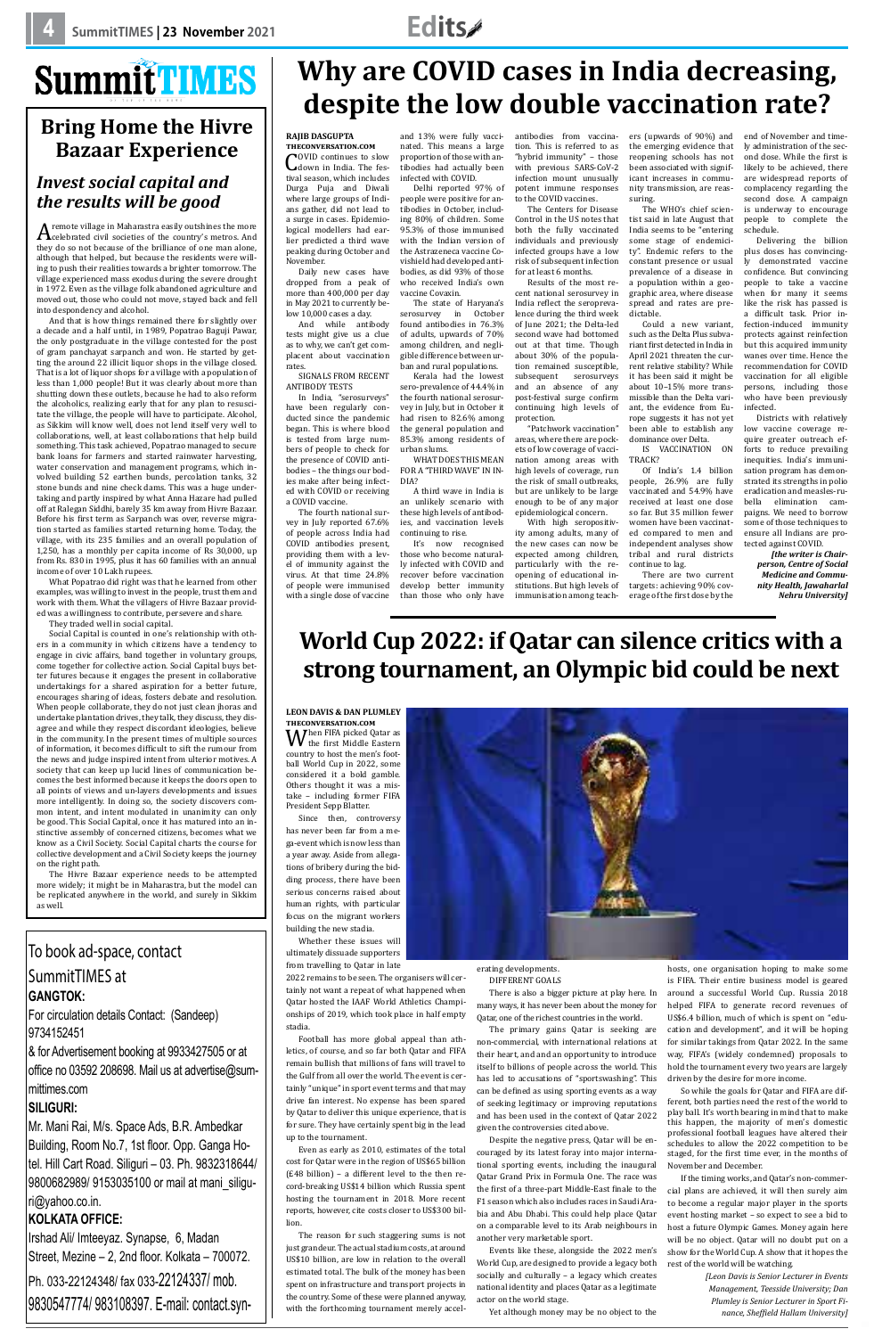# Bring Home the Hivre Bazaar Experience

## *Invest social capital and the results will be good*

A remote village in Maharastra easily outshines the more celebrated civil societies of the country's metros. And they do so not because of the brilliance of one man alone, although that helped, but because the residents were willing to push their realities towards a brighter tomorrow. The village experienced mass exodus during the severe drought in 1972. Even as the village folk abandoned agriculture and moved out, those who could not move, stayed back and fell into despondency and alcohol.

And that is how things remained there for slightly over a decade and a half until, in 1989, Popatrao Baguji Pawar, the only postgraduate in the village contested for the post of gram panchayat sarpanch and won. He started by getting the around 22 illicit liquor shops in the village closed. That is a lot of liquor shops for a village with a population of less than 1,000 people! But it was clearly about more than shutting down these outlets, because he had to also reform the alcoholics, realizing early that for any plan to resuscitate the village, the people will have to participate. Alcohol, as Sikkim will know well, does not lend itself very well to collaborations, well, at least collaborations that help build something. This task achieved, Popatrao managed to secure bank loans for farmers and started rainwater harvesting, water conservation and management programs, which involved building 52 earthen bunds, percolation tanks, 32 stone bunds and nine check dams. This was a huge undertaking and partly inspired by what Anna Hazare had pulled off at Ralegan Siddhi, barely 35 km away from Hivre Bazaar. Before his first term as Sarpanch was over, reverse migration started as families started returning home. Today, the village, with its 235 families and an overall population of 1,250, has a monthly per capita income of Rs 30,000, up from Rs. 830 in 1995, plus it has 60 families with an annual income of over 10 Lakh rupees.

What Popatrao did right was that he learned from other examples, was willing to invest in the people, trust them and work with them. What the villagers of Hivre Bazaar provided was a willingness to contribute, persevere and share.

They traded well in social capital.

Social Capital is counted in one's relationship with others in a community in which citizens have a tendency to engage in civic affairs, band together in voluntary groups, come together for collective action. Social Capital buys better futures because it engages the present in collaborative undertakings for a shared aspiration for a better future, encourages sharing of ideas, fosters debate and resolution. When people collaborate, they do not just clean jhoras and undertake plantation drives, they talk, they discuss, they disagree and while they respect discordant ideologies, believe in the community. In the present times of multiple sources of information, it becomes difficult to sift the rumour from the news and judge inspired intent from ulterior motives. A society that can keep up lucid lines of communication becomes the best informed because it keeps the doors open to all points of views and un-layers developments and issues more intelligently. In doing so, the society discovers common intent, and intent modulated in unanimity can only be good. This Social Capital, once it has matured into an instinctive assembly of concerned citizens, becomes what we know as a Civil Society. Social Capital charts the course for collective development and a Civil Society keeps the journey on the right path.

The Hivre Bazaar experience needs to be attempted more widely; it might be in Maharastra, but the model can be replicated anywhere in the world, and surely in Sikkim as well.

To book ad-space, contact SummitTIMES at

**GANGTOK:**

For circulation details Contact: (Sandeep) 9734152451

& for Advertisement booking at 9933427505 or at office no 03592 208698. Mail us at advertise@summittimes.com

**SILIGURI:**

Mr. Mani Rai, M/s. Space Ads, B.R. Ambedkar Building, Room No.7, 1st floor. Opp. Ganga Hotel. Hill Cart Road. Siliguri – 03. Ph. 9832318644/ 9800682989/ 9153035100 or mail at mani_siliguri@yahoo.co.in.

**KOLKATA OFFICE:**

Irshad Ali/ Imteeyaz. Synapse, 6, Madan Street, Mezine – 2, 2nd floor. Kolkata – 700072.

Ph. 033-22124348/ fax 033-22124337/ mob. 9830547774/ 983108397. E-mail: contact.syn-

# Why are COVID cases in India decreasing, despite the low double vaccination rate?

**RAJIB DASGUPTA**
**THECONVERSATION.COM**

COVID continues to slow down in India. The festival season, which includes Durga Puja and Diwali where large groups of Indians gather, did not lead to a surge in cases. Epidemiological modellers had earlier predicted a third wave peaking during October and November.

Daily new cases have dropped from a peak of more than 400,000 per day in May 2021 to currently below 10,000 cases a day.

And while antibody tests might give us a clue as to why, we can't get complacent about vaccination rates.

SIGNALS FROM RECENT ANTIBODY TESTS

In India, "serosurveys" have been regularly conducted since the pandemic began. This is where blood is tested from large numbers of people to check for the presence of COVID antibodies – the things our bodies make after being infected with COVID or receiving a COVID vaccine.

The fourth national survey in July reported 67.6% of people across India had COVID antibodies present, providing them with a level of immunity against the virus. At that time 24.8% of people were immunised with a single dose of vaccine and 13% were fully vaccinated. This means a large proportion of those with antibodies had actually been infected with COVID.

Delhi reported 97% of people were positive for antibodies in October, including 80% of children. Some 95.3% of those immunised with the Indian version of the Astrazeneca vaccine Covishield had developed antibodies, as did 93% of those who received India's own vaccine Covaxin.

The state of Haryana's serosurvey in October found antibodies in 76.3% of adults, upwards of 70% among children, and negligible difference between urban and rural populations.

Kerala had the lowest sero-prevalence of 44.4% in the fourth national serosurvey in July, but in October it had risen to 82.6% among the general population and 85.3% among residents of urban slums.

WHAT DOES THIS MEAN FOR A "THIRD WAVE" IN INDIA?

A third wave in India is an unlikely scenario with these high levels of antibodies, and vaccination levels continuing to rise.

It's now recognised those who become naturally infected with COVID and recover before vaccination develop better immunity than those who only have antibodies from vaccination. This is referred to as "hybrid immunity" – those with previous SARS-CoV-2 infection mount unusually potent immune responses to the COVID vaccines.

The Centers for Disease Control in the US notes that both the fully vaccinated individuals and previously infected groups have a low risk of subsequent infection for at least 6 months.

Results of the most recent national serosurvey in India reflect the seroprevalence during the third week of June 2021; the Delta-led second wave had bottomed out at that time. Though about 30% of the population remained susceptible, subsequent serosurveys and an absence of any post-festival surge confirm continuing high levels of protection.

"Patchwork vaccination" areas, where there are pockets of low coverage of vaccination among areas with high levels of coverage, run the risk of small outbreaks, but are unlikely to be large enough to be of any major epidemiological concern.

With high seropositivity among adults, many of the new cases can now be expected among children, particularly with the reopening of educational institutions. But high levels of immunisation among teachers (upwards of 90%) and the emerging evidence that reopening schools has not been associated with significant increases in community transmission, are reassuring.

The WHO's chief scientist said in late August that India seems to be "entering some stage of endemicity". Endemic refers to the constant presence or usual prevalence of a disease in a population within a geographic area, where disease spread and rates are predictable.

Could a new variant, such as the Delta Plus subvariant first detected in India in April 2021 threaten the current relative stability? While it has been said it might be about 10–15% more transmissible than the Delta variant, the evidence from Europe suggests it has not yet been able to establish any dominance over Delta.

IS VACCINATION ON TRACK?

Of India's 1.4 billion people, 26.9% are fully vaccinated and 54.9% have received at least one dose so far. But 35 million fewer women have been vaccinated compared to men and independent analyses show tribal and rural districts continue to lag.

There are two current targets: achieving 90% coverage of the first dose by the end of November and timely administration of the second dose. While the first is likely to be achieved, there are widespread reports of complacency regarding the second dose. A campaign is underway to encourage people to complete the schedule.

Delivering the billion plus doses has convincingly demonstrated vaccine confidence. But convincing people to take a vaccine when for many it seems like the risk has passed is a difficult task. Prior infection-induced immunity protects against reinfection but this acquired immunity wanes over time. Hence the recommendation for COVID vaccination for all eligible persons, including those who have been previously infected.

Districts with relatively low vaccine coverage require greater outreach efforts to reduce prevailing inequities. India's immunisation program has demonstrated its strengths in polio eradication and measles-rubella elimination campaigns. We need to borrow some of those techniques to ensure all Indians are protected against COVID.

***[the writer is Chairperson, Centre of Social Medicine and Community Health, Jawaharlal Nehru University]***

# World Cup 2022: if Qatar can silence critics with a strong tournament, an Olympic bid could be next

**LEON DAVIS & DAN PLUMLEY**
**THECONVERSATION.COM**

When FIFA picked Qatar as the first Middle Eastern country to host the men's football World Cup in 2022, some considered it a bold gamble. Others thought it was a mistake – including former FIFA President Sepp Blatter.

Since then, controversy has never been far from a mega-event which is now less than a year away. Aside from allegations of bribery during the bidding process, there have been serious concerns raised about human rights, with particular focus on the migrant workers building the new stadia.

Whether these issues will ultimately dissuade supporters from travelling to Qatar in late 2022 remains to be seen. The organisers will certainly not want a repeat of what happened when Qatar hosted the IAAF World Athletics Championships of 2019, which took place in half empty stadia.

Football has more global appeal than athletics, of course, and so far both Qatar and FIFA remain bullish that millions of fans will travel to the Gulf from all over the world. The event is certainly "unique" in sport event terms and that may drive fan interest. No expense has been spared by Qatar to deliver this unique experience, that is for sure. They have certainly spent big in the lead up to the tournament.

Even as early as 2010, estimates of the total cost for Qatar were in the region of US$65 billion (£48 billion) – a different level to the then record-breaking US$14 billion which Russia spent hosting the tournament in 2018. More recent reports, however, cite costs closer to US$300 billion.

The reason for such staggering sums is not just grandeur. The actual stadium costs, at around US$10 billion, are low in relation to the overall estimated total. The bulk of the money has been spent on infrastructure and transport projects in the country. Some of these were planned anyway, with the forthcoming tournament merely accelerating developments.

DIFFERENT GOALS

There is also a bigger picture at play here. In many ways, it has never been about the money for Qatar, one of the richest countries in the world.

The primary gains Qatar is seeking are non-commercial, with international relations at their heart, and and an opportunity to introduce itself to billions of people across the world. This has led to accusations of "sportswashing". This can be defined as using sporting events as a way of seeking legitimacy or improving reputations and has been used in the context of Qatar 2022 given the controversies cited above.

Despite the negative press, Qatar will be encouraged by its latest foray into major international sporting events, including the inaugural Qatar Grand Prix in Formula One. The race was the first of a three-part Middle-East finale to the F1 season which also includes races in Saudi Arabia and Abu Dhabi. This could help place Qatar on a comparable level to its Arab neighbours in another very marketable sport.

Events like these, alongside the 2022 men's World Cup, are designed to provide a legacy both socially and culturally – a legacy which creates national identity and places Qatar as a legitimate actor on the world stage.

Yet although money may be no object to the hosts, one organisation hoping to make some is FIFA. Their entire business model is geared around a successful World Cup. Russia 2018 helped FIFA to generate record revenues of US$6.4 billion, much of which is spent on "education and development", and it will be hoping for similar takings from Qatar 2022. In the same way, FIFA's (widely condemned) proposals to hold the tournament every two years are largely driven by the desire for more income.

So while the goals for Qatar and FIFA are different, both parties need the rest of the world to play ball. It's worth bearing in mind that to make this happen, the majority of men's domestic professional football leagues have altered their schedules to allow the 2022 competition to be staged, for the first time ever, in the months of November and December.

If the timing works, and Qatar's non-commercial plans are achieved, it will then surely aim to become a regular major player in the sports event hosting market – so expect to see a bid to host a future Olympic Games. Money again here will be no object. Qatar will no doubt put on a show for the World Cup. A show that it hopes the rest of the world will be watching.

*[Leon Davis is Senior Lecturer in Events Management, Teesside University; Dan Plumley is Senior Lecturer in Sport Finance, Sheffield Hallam University]*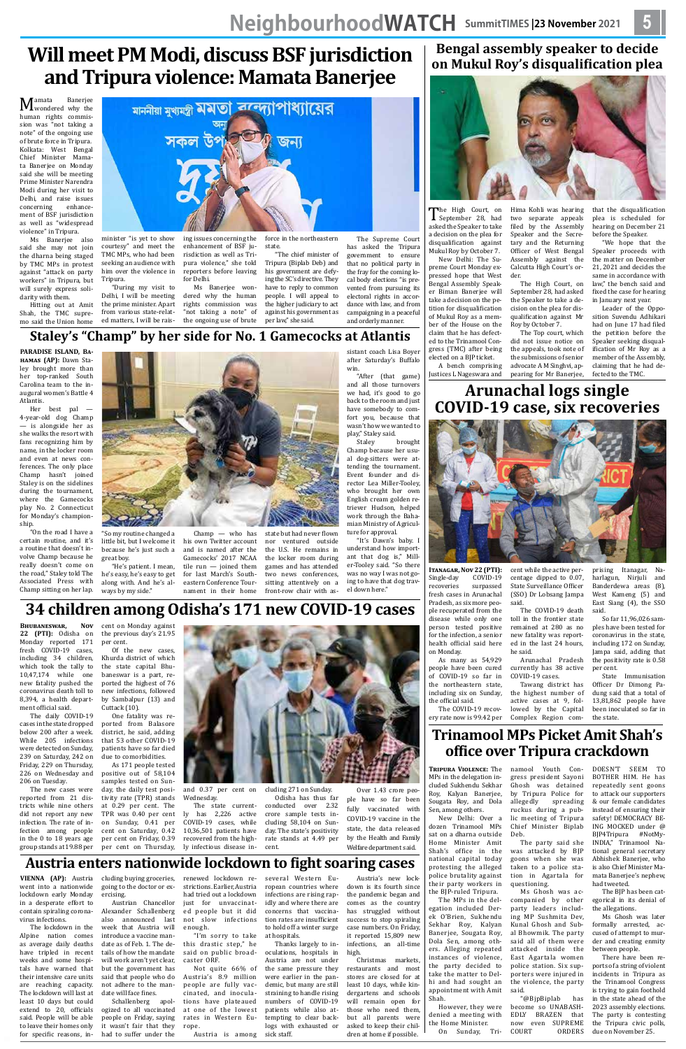# Will meet PM Modi, discuss BSF jurisdiction and Tripura violence: Mamata Banerjee

Mamata Banerjee wondered why the human rights commission was "not taking a note" of the ongoing use of brute force in Tripura. Kolkata: West Bengal Chief Minister Mamata Banerjee on Monday said she will be meeting Prime Minister Narendra Modi during her visit to Delhi, and raise issues concerning enhancement of BSF jurisdiction as well as "widespread violence" in Tripura.

Ms Banerjee also said she may not join the dharna being staged by TMC MPs in protest against "attack on party workers" in Tripura, but will surely express solidarity with them.

Hitting out at Amit Shah, the TMC supremo said the Union home minister "is yet to show courtesy" and meet the TMC MPs, who had been seeking an audience with him over the violence in Tripura.

"During my visit to Delhi, I will be meeting the prime minister. Apart from various state-related matters, I will be raising issues concerning the enhancement of BSF jurisdiction as well as Tripura violence," she told reporters before leaving for Delhi.

Ms Banerjee wondered why the human rights commission was "not taking a note" of the ongoing use of brute force in the northeastern state.

"The chief minister of Tripura (Biplab Deb) and his government are defying the SC's directive. They have to reply to common people. I will appeal to the higher judiciary to act against his government as per law," she said.

The Supreme Court has asked the Tripura government to ensure that no political party in the fray for the coming local body elections "is prevented from pursuing its electoral rights in accordance with law, and from campaigning in a peaceful and orderly manner.

# Bengal assembly speaker to decide on Mukul Roy's disqualification plea

The High Court, on September 28, had asked the Speaker to take a decision on the plea for disqualification against Mukul Roy by October 7.

New Delhi: The Supreme Court Monday expressed hope that West Bengal Assembly Speaker Biman Banerjee will take a decision on the petition for disqualification of Mukul Roy as a member of the House on the claim that he has defected to the Trinamool Congress (TMC) after being elected on a BJP ticket.

A bench comprising Justices L Nageswara and Hima Kohli was hearing two separate appeals filed by the Assembly Speaker and the Secretary and the Returning Officer of West Bengal Assembly against the Calcutta High Court's order.

The High Court, on September 28, had asked the Speaker to take a decision on the plea for disqualification against Mr Roy by October 7.

The Top court, which did not issue notice on the appeals, took note of the submissions of senior advocate A M Singhvi, appearing for Mr Banerjee, that the disqualification plea is scheduled for hearing on December 21 before the Speaker.

"We hope that the Speaker proceeds with the matter on December 21, 2021 and decides the same in accordance with law," the bench said and fixed the case for hearing in January next year.

Leader of the Opposition Suvendu Adhikari had on June 17 had filed the petition before the Speaker seeking disqualification of Mr Roy as a member of the Assembly, claiming that he had defected to the TMC.

# Staley's "Champ" by her side for No. 1 Gamecocks at Atlantis

**PARADISE ISLAND, BAHAMAS (AP):** Dawn Staley brought more than her top-ranked South Carolina team to the inaugural women's Battle 4 Atlantis.

Her best pal — 4-year-old dog Champ — is alongside her as she walks the resort with fans recognizing him by name, in the locker room and even at news conferences. The only place Champ hasn't joined Staley is on the sidelines during the tournament, where the Gamecocks play No. 2 Connecticut for Monday's championship.

"On the road I have a certain routine, and it's a routine that doesn't involve Champ because he really doesn't come on the road," Staley told The Associated Press with Champ sitting on her lap. "So my routine changed a little bit, but I welcome it because he's just such a great boy.

"He's patient. I mean, he's easy, he's easy to get along with. And he's always by my side."

Champ — who has his own Twitter account and is named after the Gamecocks' 2017 NCAA title run — joined them for last March's Southeastern Conference Tournament in their home state but had never flown nor ventured outside the U.S. He remains in the locker room during games and has attended two news conferences, sitting attentively on a front-row chair with assistant coach Lisa Boyer after Saturday's Buffalo win.

"After (that game) and all those turnovers we had, it's good to go back to the locker room and just have somebody to comfort you, because that wasn't how we wanted to play," Staley said.

Staley brought Champ because her usual dog-sitters were attending the tournament. Event founder and director Lea Miller-Tooley, who brought her own English cream golden retriever Hudson, helped work through the Bahamian Ministry of Agriculture for approval.

"It's Dawn's baby. I understand how important that dog is," Miller-Tooley said. "So there was no way I was not going to have that dog travel down here."

# Arunachal logs single COVID-19 case, six recoveries

**ITANAGAR, Nov 22 (PTI):** Single-day COVID-19 recoveries surpassed fresh cases in Arunachal Pradesh, as six more people recuperated from the disease while only one person tested positive for the infection, a senior health official said here on Monday.

As many as 54,929 people have been cured of COVID-19 so far in the northeastern state, including six on Sunday, the official said.

The COVID-19 recovery rate now is 99.42 per cent while the active percentage dipped to 0.07, State Surveillance Officer (SSO) Dr Lobsang Jampa said.

The COVID-19 death toll in the frontier state remained at 280 as no new fatality was reported in the last 24 hours, he said.

Arunachal Pradesh currently has 38 active COVID-19 cases.

Tawang district has the highest number of active cases at 9, followed by the Capital Complex Region comprising Itanagar, Naharlagun, Nirjuli and Banderdewa areas (8), West Kameng (5) and East Siang (4), the SSO said.

So far 11,96,026 samples have been tested for coronavirus in the state, including 172 on Sunday, Jampa said, adding that the positivity rate is 0.58 per cent.

State Immunisation Officer Dr Dimong Padung said that a total of 13,81,862 people have been inoculated so far in the state.

# 34 children among Odisha's 171 new COVID-19 cases

**BHUBANESWAR, Nov 22 (PTI):** Odisha on Monday reported 171 fresh COVID-19 cases, including 34 children, which took the tally to 10,47,174 while one new fatality pushed the coronavirus death toll to 8,394, a health department official said.

The daily COVID-19 cases in the state dropped below 200 after a week. While 205 infections were detected on Sunday, 239 on Saturday, 242 on Friday, 229 on Thursday, 226 on Wednesday and 206 on Tuesday.

The new cases were reported from 21 districts while nine others did not report any new infection. The rate of infection among people in the 0 to 18 years age group stands at 19.88 per cent on Monday against the previous day's 21.95 per cent.

Of the new cases, Khurda district of which the state capital Bhubaneswar is a part, reported the highest of 76 new infections, followed by Sambalpur (13) and Cuttack (10).

One fatality was reported from Balasore district, he said, adding that 53 other COVID-19 patients have so far died due to comorbidities.

As 171 people tested positive out of 58,104 samples tested on Sunday, the daily test positivity rate (TPR) stands at 0.29 per cent. The TPR was 0.40 per cent on Sunday, 0.41 per cent on Saturday, 0.42 per cent on Friday, 0.39 per cent on Thursday, and 0.37 per cent on Wednesday.

The state currently has 2,226 active COVID-19 cases, while 10,36,501 patients have recovered from the highly infectious disease including 271 on Sunday.

Odisha has thus far conducted over 2.32 crore sample tests including 58,104 on Sunday. The state's positivity rate stands at 4.49 per cent.

Over 1.43 crore people have so far been fully vaccinated with COVID-19 vaccine in the state, the data released by the Health and Family Welfare department said.

# Trinamool MPs Picket Amit Shah's office over Tripura crackdown

**TRIPURA VIOLENCE:** The MPs in the delegation included Sukhendu Sekhar Roy, Kalyan Banerjee, Sougata Roy, and Dola Sen, among others.

New Delhi: Over a dozen Trinamool MPs sat on a dharna outside Home Minister Amit Shah's office in the national capital today protesting the alleged police brutality against their party workers in the BJP-ruled Tripura.

The MPs in the delegation included Derek O'Brien, Sukhendu Sekhar Roy, Kalyan Banerjee, Sougata Roy, Dola Sen, among others. Alleging repeated instances of violence, the party decided to take the matter to Delhi and had sought an appointment with Amit Shah.

However, they were denied a meeting with the Home Minister.

On Sunday, Trinamool Youth Congress president Sayoni Ghosh was detained by Tripura Police for allegedly spreading ruckus during a public meeting of Tripura Chief Minister Biplab Deb.

The party said she was attacked by BJP goons when she was taken to a police station in Agartala for questioning.

Ms Ghosh was accompanied by other party leaders including MP Sushmita Dev, Kunal Ghosh and Subal Bhowmik. The party said all of them were attacked inside the East Agartala women police station. Six supporters were injured in the violence, the party said.

"@BjpBiplab has become so UNABASHEDLY BRAZEN that now even SUPREME COURT ORDERS DOESN'T SEEM TO BOTHER HIM. He has repeatedly sent goons to attack our supporters & our female candidates instead of ensuring their safety! DEMOCRACY BEING MOCKED under @BJP4Tripura #NotMyINDIA," Trinamool National general secretary Abhishek Banerjee, who is also Chief Minister Mamata Banerjee's nephew, had tweeted.

The BJP has been categorical in its denial of the allegations.

Ms Ghosh was later formally arrested, accused of attempt to murder and creating enmity between people.

There have been reports of a string of violent incidents in Tripura as the Trinamool Congress is trying to gain foothold in the state ahead of the 2023 assembly elections. The party is contesting the Tripura civic polls, due on November 25.

# Austria enters nationwide lockdown to fight soaring cases

**VIENNA (AP):** Austria went into a nationwide lockdown early Monday in a desperate effort to contain spiraling coronavirus infections.

The lockdown in the Alpine nation comes as average daily deaths have tripled in recent weeks and some hospitals have warned that their intensive care units are reaching capacity. The lockdown will last at least 10 days but could extend to 20, officials said. People will be able to leave their homes only for specific reasons, including buying groceries, going to the doctor or exercising.

Austrian Chancellor Alexander Schallenberg also announced last week that Austria will introduce a vaccine mandate as of Feb. 1. The details of how the mandate will work aren't yet clear, but the government has said that people who do not adhere to the mandate will face fines.

Schallenberg apologized to all vaccinated people on Friday, saying it wasn't fair that they had to suffer under the renewed lockdown restrictions. Earlier, Austria had tried out a lockdown just for unvaccinated people but it did not slow infections enough.

"I'm sorry to take this drastic step," he said on public broadcaster ORF.

Not quite 66% of Austria's 8.9 million people are fully vaccinated, and inoculations have plateaued at one of the lowest rates in Western Europe.

Austria is among several Western European countries where infections are rising rapidly and where there are concerns that vaccination rates are insufficient to hold off a winter surge at hospitals.

Thanks largely to inoculations, hospitals in Austria are not under the same pressure they were earlier in the pandemic, but many are still straining to handle rising numbers of COVID-19 patients while also attempting to clear backlogs with exhausted or sick staff.

Austria's new lockdown is its fourth since the pandemic began and comes as the country has struggled without success to stop spiraling case numbers. On Friday, it reported 15,809 new infections, an all-time high.

Christmas markets, restaurants and most stores are closed for at least 10 days, while kindergartens and schools will remain open for those who need them, but all parents were asked to keep their children at home if possible.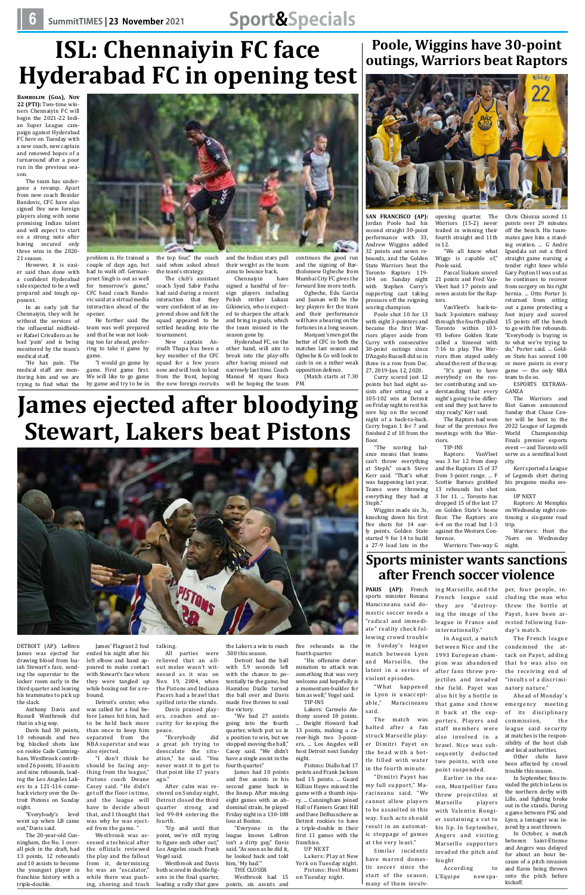# ISL: Chennaiyin FC face Hyderabad FC in opening test

**BAMBOLIM (GOA), Nov 22 (PTI):** Two-time winners Chennaiyin FC will begin the 2021-22 Indian Super League campaign against Hyderabad FC here on Tuesday with a new coach, new captain and renewed hopes of a turnaround after a poor run in the previous season.

The team has undergone a revamp. Apart from new coach Bozidar Bandovic, CFC have also signed five new foreign players along with some promising Indian talent and will expect to start on a strong note after having secured only three wins in the 2020-21 season.

However, it is easier said than done with a confident Hyderabad side expected to be a well prepared and tough opponent.

In an early jolt for Chennaiyin, they will be without the services of the influential midfielder Rafael Crivallero as he had 'pain' and is being monitored by the team's medical staff.

"He has pain. The medical staff are monitoring him and we are trying to find what the problem is. He trained a couple of days ago, but had to walk off. Germanpreet Singh is out as well for tomorrow's game," CFC head coach Bandovic said at a virtual media interaction ahead of the opener.

He further said the team was well prepared and that he was not looking too far ahead, preferring to take it game by game.

"I would go game by game. First game first. We will like to go game by game and try to be in the top four," the coach said when asked about the team's strategy.

The club's assistant coach Syed Sabir Pasha had said during a recent interaction that they were confident of an improved show and felt the squad appeared to be settled heading into the tournament.

New captain Anirudh Thapa has been a key member of the CFC squad for a few years now and will look to lead from the front, hoping the new foreign recruits and the Indian stars pull their weight as the team aims to bounce back.

Chennaiyin have signed a handful of foreign players including Polish striker Lukasz Gikiewicz, who is expected to sharpen the attack and bring in goals, which the team missed in the season gone by.

Hyderabad FC, on the other hand, will aim to break into the play-offs after having missed out narrowly last time. Coach Manuel M rquez Roca will be hoping the team continues the good run and the signing of Bartholomew Ogbeche from Mumbai City FC gives the forward line more teeth.

Ogbeche, Edu Garcia and Juanan will be the key players for the team and their performance will have a bearing on the fortunes in a long season.

Marquez's men got the better of CFC in both the matches last season and Ogbeche & Co will look to cash in on a rather weak opposition defence.

(Match starts at 7.30 PM.

# Poole, Wiggins have 30-point outings, Warriors beat Raptors

**SAN FRANCISCO (AP):** Jordan Poole had his second straight 30-point performance with 33, Andrew Wiggins added 32 points and seven rebounds, and the Golden State Warriors beat the Toronto Raptors 119-104 on Sunday night with Stephen Curry's supporting cast taking pressure off the reigning scoring champion.

Poole shot 10 for 13 with eight 3-pointers and became the first Warriors player aside from Curry with consecutive 30-point outings since D'Angelo Russell did so in three in a row from Dec. 27, 2019-Jan. 12, 2020.

Curry scored just 12 points but had eight assists after sitting out a 105-102 win at Detroit on Friday night to rest his sore hip on the second night of a back-to-back. Curry began 1 for 7 and finished 2 of 10 from the floor.

"The scoring balance means that teams can't throw everything at Steph," coach Steve Kerr said. "That's what was happening last year. Teams were throwing everything they had at Steph."

Wiggins made six 3s, knocking down his first five shots for 14 early points. Golden State started 9 for 14 to build a 27-9 lead late in the opening quarter. The Warriors (15-2) never trailed in winning their fourth straight and 11th in 12.

"We all know what Wiggs is capable of," Poole said.

Pascal Siakam scored 21 points and Fred VanVleet had 17 points and seven assists for the Raptors.

VanVleet's back-to-back 3-pointers midway through the fourth pulled Toronto within 103-93 before Golden State called a timeout with 7:16 to play. The Warriors then stayed safely ahead the rest of the way.

"It's great to have everybody on the roster contributing and understanding that every night's going to be different and they just have to stay ready," Kerr said.

The Raptors had won four of the previous five meetings with the Warriors.

TIP-INS

Raptors: VanVleet was 3 for 12 from deep and the Raptors 15 of 37 from 3-point range. ... F Scottie Barnes grabbed 13 rebounds but shot 3 for 11. ... Toronto has dropped 15 of the last 17 on Golden State's home floor. The Raptors are 6-4 on the road but 1-3 against the Western Conference.

Warriors: Two-way G Chris Chiozza scored 11 points over 29 minutes off the bench. His teammates gave him a standing ovation. ... G Andre Iguodala sat out a third straight game nursing a tender right knee while Gary Payton II was out as he continues to recover from surgery on his right hernia. ... Otto Porter Jr. returned from sitting out a game protecting a foot injury and scored 15 points off the bench to go with five rebounds. "Everybody is buying in to what we're trying to do," Porter said. ... Golden State has scored 100 or more points in every game — the only NBA team to do so.

ESPORTS EXTRAVAGANZA

The Warriors and Riot Games announced Sunday that Chase Center will be host to the 2022 League of Legends World Championship Finals premier esports event — and Toronto will serve as a semifinal host city.

Kerr sported a League of Legends shirt during his pregame media session.

UP NEXT

Raptors: At Memphis on Wednesday night continuing a six-game road trip.

Warriors: Host the 76ers on Wednesday night.

# James ejected after bloodying Stewart, Lakers beat Pistons

DETROIT (AP): LeBron James was ejected for drawing blood from Isaiah Stewart's face, sending the superstar to the locker room early in the third quarter and leaving his teammates to pick up the slack.

Anthony Davis and Russell Westbrook did that in a big way.

Davis had 30 points, 10 rebounds and two big blocked shots late on rookie Cade Cunningham. Westbrook contributed 26 points, 10 assists and nine rebounds, leading the Los Angeles Lakers to a 121-116 comeback victory over the Detroit Pistons on Sunday night.

"Everybody's level went up when LB came out," Davis said.

The 20-year-old Cunningham, the No. 1 overall pick in the draft, had 13 points, 12 rebounds and 10 assists to become the youngest player in franchise history with a triple-double.

James' Flagrant 2 foul ended his night after his left elbow and hand appeared to make contact with Stewart's face when they were tangled up while boxing out for a rebound.

Detroit's center, who was called for a foul before James hit him, had to be held back more than once to keep him separated from the NBA superstar and was also ejected.

"I don't think he should be facing anything from the league," Pistons coach Dwane Casey said. "He didn't get off the floor in time, and the league will have to decide about that, and I thought that was why he was ejected from the game. "

Westbrook was assessed a technical after the officials reviewed the play and the fallout from it, determining he was an "escalator," while there was pushing, shoving and trash talking.

All parties were relieved that an all-out melee wasn't witnessed as it was on Nov. 19, 2004, when the Pistons and Indiana Pacers had a brawl that spilled into the stands.

Davis praised players, coaches and security for keeping the peace.

"Everybody did a great job trying to deescalate the situation," he said. "You never want it to get to that point like 17 years ago."

After calm was restored on Sunday night, Detroit closed the third quarter strong and led 99-84 entering the fourth.

"Up and until that point, we're still trying to figure each other out," Los Angeles coach Frank Vogel said.

Westbrook and Davis both scored in double figures in the final quarter, leading a rally that gave the Lakers a win to reach .500 this season.

Detroit had the ball with 5.9 seconds left with the chance to potentially tie the game, but Hamidou Diallo turned the ball over and Davis made free throws to seal the victory.

"We had 27 assists going into the fourth quarter, which put us in a position to win, but we stopped moving the ball," Casey said. "We didn't have a single assist in the fourth quarter."

James had 10 points and five assists in his second game back in the lineup. After missing eight games with an abdominal strain, he played Friday night in a 130-108 loss at Boston.

"Everyone in the league knows LeBron isn't a dirty guy," Davis said. "As soon as he did it, he looked back and told him, 'My bad.'"

THE CLOSER

Westbrook had 15 points, six assists and five rebounds in the fourth quarter.

"His offensive determination to attack was something that was welcome and hopefully is a momentum-builder for him as well," Vogel said.

TIP-INS

Lakers: Carmelo Anthony scored 18 points. ... Dwight Howard had 13 points, making a career-high two 3-pointers. ... Los Angeles will host Detroit next Sunday night.

Pistons: Diallo had 17 points and Frank Jackson had 15 points. ... Guard Killian Hayes missed the game with a thumb injury. ... Cunningham joined Hall of Famers Grant Hill and Dave DeBusschere as Detroit rookies to have a triple-double in their first 11 games with the franchise.

UP NEXT

Lakers: Play at New York on Tuesday night.

Pistons: Host Miami on Tuesday night.

# Sports minister wants sanctions after French soccer violence

**PARIS (AP):** French sports minister Roxana Maracineanu said domestic soccer needs a "radical and immediate" reality check following crowd trouble in Sunday's league match between Lyon and Marseille, the latest in a series of violent episodes.

"What happened in Lyon is unacceptable," Maracineanu said.

The match was halted after a fan struck Marseille player Dimitri Payet on the head with a bottle filled with water in the fourth minute.

"Dimitri Payet has my full support," Maracineanu said. "We cannot allow players to be assaulted in this way. Such acts should result in an automatic stoppage of games at the very least."

Similar incidents have marred domestic soccer since the start of the season, many of them involving Marseille, and the French league said they are "destroying the image of the league in France and internationally."

In August, a match between Nice and the 1993 European champion was abandoned after fans threw projectiles and invaded the field. Payet was also hit by a bottle in that game and threw it back at the supporters. Players and staff members were also involved in a brawl. Nice was subsequently deducted two points, with one point suspended.

Earlier in the season, Montpellier fans threw projectiles at Marseille players with Valentin Rongier sustaining a cut to his lip. In September, Angers and visiting Marseille supporters invaded the pitch and fought

According to L'Equipe newspaper, four people, including the man who threw the bottle at Payet, have been arrested following Sunday's match.

The French league condemned the attack on Payet, adding that he was also on the receiving end of "insults of a discriminatory nature."

Ahead of Monday's emergency meeting of its disciplinary commission, the league said security at matches is the responsibility of the host club and local authorities.

Other clubs have been affected by crowd trouble this season.

In September, fans invaded the pitch in Lens in the northern derby with Lille, and fighting broke out in the stands. During a game between PSG and Lyon, a teenager was injured by a seat thrown.

In October, a match between Saint-Etienne and Angers was delayed for about an hour because of a pitch invasion and flares being thrown onto the pitch before kickoff.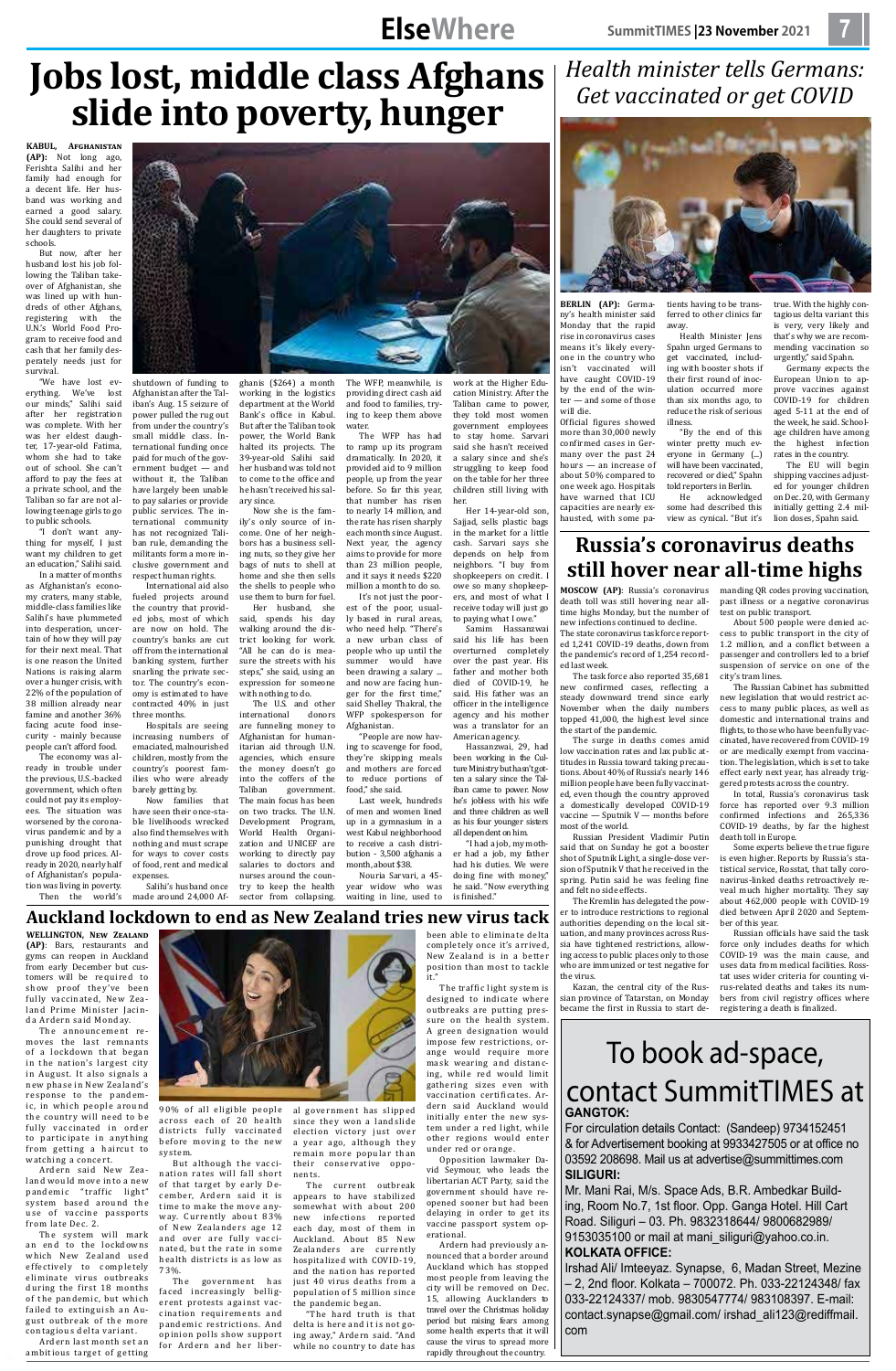# Jobs lost, middle class Afghans slide into poverty, hunger

**KABUL, AFGHANISTAN (AP):** Not long ago, Ferishta Salihi and her family had enough for a decent life. Her husband was working and earned a good salary. She could send several of her daughters to private schools.

But now, after her husband lost his job following the Taliban takeover of Afghanistan, she was lined up with hundreds of other Afghans, registering with the U.N.'s World Food Program to receive food and cash that her family desperately needs just for survival.

"We have lost everything. We've lost our minds," Salihi said after her registration was complete. With her was her eldest daughter, 17-year-old Fatima, whom she had to take out of school. She can't afford to pay the fees at a private school, and the Taliban so far are not allowing teenage girls to go to public schools.

"I don't want anything for myself, I just want my children to get an education," Salihi said.

In a matter of months as Afghanistan's economy craters, many stable, middle-class families like Salihi's have plummeted into desperation, uncertain of how they will pay for their next meal. That is one reason the United Nations is raising alarm over a hunger crisis, with 22% of the population of 38 million already near famine and another 36% facing acute food insecurity - mainly because people can't afford food.

The economy was already in trouble under the previous, U.S.-backed government, which often could not pay its employees. The situation was worsened by the coronavirus pandemic and by a punishing drought that drove up food prices. Already in 2020, nearly half of Afghanistan's population was living in poverty.

Then the world's shutdown of funding to Afghanistan after the Taliban's Aug. 15 seizure of power pulled the rug out from under the country's small middle class. International funding once paid for much of the government budget — and without it, the Taliban have largely been unable to pay salaries or provide public services. The international community has not recognized Taliban rule, demanding the militants form a more inclusive government and respect human rights.

International aid also fueled projects around the country that provided jobs, most of which are now on hold. The country's banks are cut off from the international banking system, further snarling the private sector. The country's economy is estimated to have contracted 40% in just three months.

Hospitals are seeing increasing numbers of emaciated, malnourished children, mostly from the country's poorest families who were already barely getting by.

Now families that have seen their once-stable livelihoods wrecked also find themselves with nothing and must scrape for ways to cover costs of food, rent and medical expenses.

Salihi's husband once made around 24,000 Afghanis ($264) a month working in the logistics department at the World Bank's office in Kabul. But after the Taliban took power, the World Bank halted its projects. The 39-year-old Salihi said her husband was told not to come to the office and he hasn't received his salary since.

Now she is the family's only source of income. One of her neighbors has a business selling nuts, so they give her bags of nuts to shell at home and she then sells the shells to people who use them to burn for fuel.

Her husband, she said, spends his day walking around the district looking for work. "All he can do is measure the streets with his steps," she said, using an expression for someone with nothing to do.

The U.S. and other international donors are funneling money to Afghanistan for humanitarian aid through U.N. agencies, which ensure the money doesn't go into the coffers of the Taliban government. The main focus has been on two tracks. The U.N. Development Program, World Health Organization and UNICEF are working to directly pay salaries to doctors and nurses around the country to keep the health sector from collapsing.

The WFP, meanwhile, is providing direct cash aid and food to families, trying to keep them above water.

The WFP has had to ramp up its program dramatically. In 2020, it provided aid to 9 million people, up from the year before. So far this year, that number has risen to nearly 14 million, and the rate has risen sharply each month since August. Next year, the agency aims to provide for more than 23 million people, and it says it needs $220 million a month to do so.

It's not just the poorest of the poor, usually based in rural areas, who need help. "There's a new urban class of people who up until the summer would have been drawing a salary ... and now are facing hunger for the first time," said Shelley Thakral, the WFP spokesperson for Afghanistan.

"People are now having to scavenge for food, they're skipping meals and mothers are forced to reduce portions of food," she said.

Last week, hundreds of men and women lined up in a gymnasium in a west Kabul neighborhood to receive a cash distribution - 3,500 afghanis a month, about $38.

Nouria Sarvari, a 45-year widow who was waiting in line, used to work at the Higher Education Ministry. After the Taliban came to power, they told most women government employees to stay home. Sarvari said she hasn't received a salary since and she's struggling to keep food on the table for her three children still living with her.

Her 14-year-old son, Sajjad, sells plastic bags in the market for a little cash. Sarvari says she depends on help from neighbors. "I buy from shopkeepers on credit. I owe so many shopkeepers, and most of what I receive today will just go to paying what I owe."

Samim Hassanzwai said his life has been overturned completely over the past year. His father and mother both died of COVID-19, he said. His father was an officer in the intelligence agency and his mother was a translator for an American agency.

Hassanzwai, 29, had been working in the Culture Ministry but hasn't gotten a salary since the Taliban came to power. Now he's jobless with his wife and three children as well as his four younger sisters all dependent on him.

"I had a job, my mother had a job, my father had his duties. We were doing fine with money," he said. "Now everything is finished."

# Health minister tells Germans: Get vaccinated or get COVID

**BERLIN (AP):** Germany's health minister said Monday that the rapid rise in coronavirus cases means it's likely everyone in the country who isn't vaccinated will have caught COVID-19 by the end of the winter — and some of those will die.

Official figures showed more than 30,000 newly confirmed cases in Germany over the past 24 hours — an increase of about 50% compared to one week ago. Hospitals have warned that ICU capacities are nearly exhausted, with some patients having to be transferred to other clinics far away.

Health Minister Jens Spahn urged Germans to get vaccinated, including with booster shots if their first round of inoculation occurred more than six months ago, to reduce the risk of serious illness.

"By the end of this winter pretty much everyone in Germany (...) will have been vaccinated, recovered or died," Spahn told reporters in Berlin.

He acknowledged some had described this view as cynical. "But it's true. With the highly contagious delta variant this is very, very likely and that's why we are recommending vaccination so urgently," said Spahn.

Germany expects the European Union to approve vaccines against COVID-19 for children aged 5-11 at the end of the week, he said. School-age children have among the highest infection rates in the country.

The EU will begin shipping vaccines adjusted for younger children on Dec. 20, with Germany initially getting 2.4 million doses, Spahn said.

# Russia's coronavirus deaths still hover near all-time highs

**MOSCOW (AP)**: Russia's coronavirus death toll was still hovering near all-time highs Monday, but the number of new infections continued to decline. The state coronavirus task force reported 1,241 COVID-19 deaths, down from the pandemic's record of 1,254 recorded last week.

The task force also reported 35,681 new confirmed cases, reflecting a steady downward trend since early November when the daily numbers topped 41,000, the highest level since the start of the pandemic.

The surge in deaths comes amid low vaccination rates and lax public attitudes in Russia toward taking precautions. About 40% of Russia's nearly 146 million people have been fully vaccinated, even though the country approved a domestically developed COVID-19 vaccine — Sputnik V — months before most of the world.

Russian President Vladimir Putin said that on Sunday he got a booster shot of Sputnik Light, a single-dose version of Sputnik V that he received in the spring. Putin said he was feeling fine and felt no side effects.

The Kremlin has delegated the power to introduce restrictions to regional authorities depending on the local situation, and many provinces across Russia have tightened restrictions, allowing access to public places only to those who are immunized or test negative for the virus.

Kazan, the central city of the Russian province of Tatarstan, on Monday became the first in Russia to start demanding QR codes proving vaccination, past illness or a negative coronavirus test on public transport.

About 500 people were denied access to public transport in the city of 1.2 million, and a conflict between a passenger and controllers led to a brief suspension of service on one of the city's tram lines.

The Russian Cabinet has submitted new legislation that would restrict access to many public places, as well as domestic and international trains and flights, to those who have been fully vaccinated, have recovered from COVID-19 or are medically exempt from vaccination. The legislation, which is set to take effect early next year, has already triggered protests across the country.

In total, Russia's coronavirus task force has reported over 9.3 million confirmed infections and 265,336 COVID-19 deaths, by far the highest death toll in Europe.

Some experts believe the true figure is even higher. Reports by Russia's statistical service, Rosstat, that tally coronavirus-linked deaths retroactively reveal much higher mortality. They say about 462,000 people with COVID-19 died between April 2020 and September of this year.

Russian officials have said the task force only includes deaths for which COVID-19 was the main cause, and uses data from medical facilities. Rosstat uses wider criteria for counting virus-related deaths and takes its numbers from civil registry offices where registering a death is finalized.

# Auckland lockdown to end as New Zealand tries new virus tack

**WELLINGTON, NEW ZEALAND (AP):** Bars, restaurants and gyms can reopen in Auckland from early December but customers will be required to show proof they've been fully vaccinated, New Zealand Prime Minister Jacinda Ardern said Monday.

The announcement removes the last remnants of a lockdown that began in the nation's largest city in August. It also signals a new phase in New Zealand's response to the pandemic, in which people around the country will need to be fully vaccinated in order to participate in anything from getting a haircut to watching a concert.

Ardern said New Zealand would move into a new pandemic "traffic light" system based around the use of vaccine passports from late Dec. 2.

The system will mark an end to the lockdowns which New Zealand used effectively to completely eliminate virus outbreaks during the first 18 months of the pandemic, but which failed to extinguish an August outbreak of the more contagious delta variant.

Ardern last month set an ambitious target of getting 90% of all eligible people across each of 20 health districts fully vaccinated before moving to the new system.

But although the vaccination rates will fall short of that target by early December, Ardern said it is time to make the move anyway. Currently about 83% of New Zealanders age 12 and over are fully vaccinated, but the rate in some health districts is as low as 73%.

The government has faced increasingly belligerent protests against vaccination requirements and pandemic restrictions. And opinion polls show support for Ardern and her liberal government has slipped since they won a landslide election victory just over a year ago, although they remain more popular than their conservative opponents.

The current outbreak appears to have stabilized somewhat with about 200 new infections reported each day, most of them in Auckland. About 85 New Zealanders are currently hospitalized with COVID-19, and the nation has reported just 40 virus deaths from a population of 5 million since the pandemic began.

"The hard truth is that delta is here and it is not going away," Ardern said. "And while no country to date has been able to eliminate delta completely once it's arrived, New Zealand is in a better position than most to tackle it."

The traffic light system is designed to indicate where outbreaks are putting pressure on the health system. A green designation would impose few restrictions, orange would require more mask wearing and distancing, while red would limit gathering sizes even with vaccination certificates. Ardern said Auckland would initially enter the new system under a red setting, while other regions would enter under red or orange.

Opposition lawmaker David Seymour, who leads the libertarian ACT Party, said the government should have reopened sooner but had been delaying in order to get its vaccine passport system operational.

Ardern had previously announced that a border around Auckland which has stopped most people from leaving the city will be removed on Dec. 15, allowing Aucklanders to travel over the Christmas holiday period but raising fears among some health experts that it will cause the virus to spread more rapidly throughout the country.

## To book ad-space, contact SummitTIMES at

**GANGTOK:**

For circulation details Contact: (Sandeep) 9734152451 & for Advertisement booking at 9933427505 or at office no 03592 208698. Mail us at advertise@summittimes.com

**SILIGURI:**

Mr. Mani Rai, M/s. Space Ads, B.R. Ambedkar Building, Room No.7, 1st floor. Opp. Ganga Hotel. Hill Cart Road. Siliguri – 03. Ph. 9832318644/ 9800682989/ 9153035100 or mail at mani_siliguri@yahoo.co.in.

**KOLKATA OFFICE:**

Irshad Ali/ Imteeyaz. Synapse, 6, Madan Street, Mezine – 2, 2nd floor. Kolkata – 700072. Ph. 033-22124348/ fax 033-22124337/ mob. 9830547774/ 983108397. E-mail: contact.synapse@gmail.com/ irshad_ali123@rediffmail.com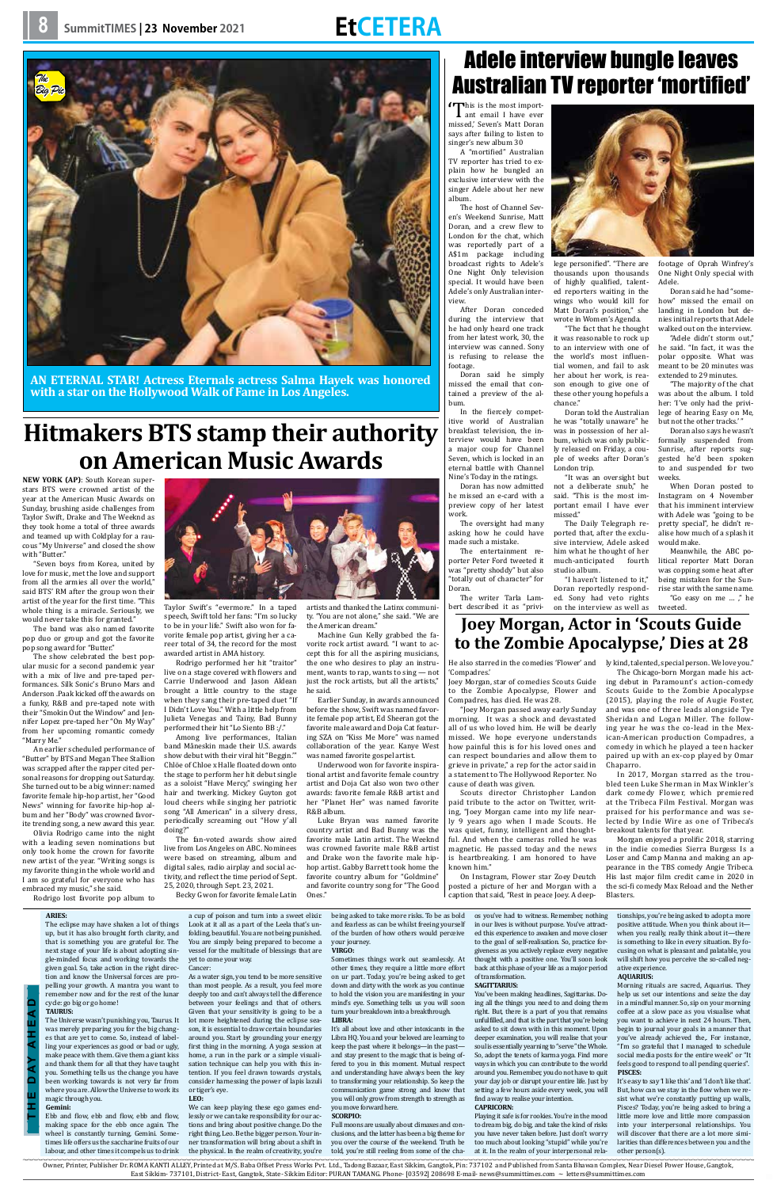# EtCETERA

The Big Pic

AN ETERNAL STAR! Actress Eternals actress Salma Hayek was honored with a star on the Hollywood Walk of Fame in Los Angeles.

# Adele interview bungle leaves Australian TV reporter 'mortified'

'This is the most important email I have ever missed,' Seven's Matt Doran says after failing to listen to singer's new album 30

A "mortified" Australian TV reporter has tried to explain how he bungled an exclusive interview with the singer Adele about her new album.

The host of Channel Seven's Weekend Sunrise, Matt Doran, and a crew flew to London for the chat, which was reportedly part of a A$1m package including broadcast rights to Adele's One Night Only television special. It would have been Adele's only Australian interview.

After Doran conceded during the interview that he had only heard one track from her latest work, 30, the interview was canned. Sony is refusing to release the footage.

Doran said he simply missed the email that contained a preview of the album.

In the fiercely competitive world of Australian breakfast television, the interview would have been a major coup for Channel Seven, which is locked in an eternal battle with Channel Nine's Today in the ratings.

Doran has now admitted he missed an e-card with a preview copy of her latest work.

The oversight had many asking how he could have made such a mistake.

The entertainment reporter Peter Ford tweeted it was "pretty shoddy" but also "totally out of character" for Doran.

The writer Tarla Lambert described it as "privilege personified". "There are thousands upon thousands of highly qualified, talented reporters waiting in the wings who would kill for Matt Doran's position," she wrote in Women's Agenda.

"The fact that he thought it was reasonable to rock up to an interview with one of the world's most influential women, and fail to ask her about her work, is reason enough to give one of these other young hopefuls a chance."

Doran told the Australian he was "totally unaware" he was in possession of her album, which was only publicly released on Friday, a couple of weeks after Doran's London trip.

"It was an oversight but not a deliberate snub," he said. "This is the most important email I have ever missed."

The Daily Telegraph reported that, after the exclusive interview, Adele asked him what he thought of her much-anticipated fourth studio album.

"I haven't listened to it," Doran reportedly responded. Sony had veto rights on the interview as well as footage of Oprah Winfrey's One Night Only special with Adele.

Doran said he had "somehow" missed the email on landing in London but denies initial reports that Adele walked out on the interview.

"Adele didn't storm out," he said. "In fact, it was the polar opposite. What was meant to be 20 minutes was extended to 29 minutes.

"The majority of the chat was about the album. I told her: 'I've only had the privilege of hearing Easy on Me, but not the other tracks.' "

Doran also says he wasn't formally suspended from Sunrise, after reports suggested he'd been spoken to and suspended for two weeks.

When Doran posted to Instagram on 4 November that his imminent interview with Adele was "going to be pretty special", he didn't realise how much of a splash it would make.

Meanwhile, the ABC political reporter Matt Doran was copping some heat after being mistaken for the Sunrise star with the same name.

"Go easy on me … ," he tweeted.

# Hitmakers BTS stamp their authority on American Music Awards

**NEW YORK (AP):** South Korean superstars BTS were crowned artist of the year at the American Music Awards on Sunday, brushing aside challenges from Taylor Swift, Drake and The Weeknd as they took home a total of three awards and teamed up with Coldplay for a raucous "My Universe" and closed the show with "Butter."

"Seven boys from Korea, united by love for music, met the love and support from all the armies all over the world," said BTS' RM after the group won their artist of the year for the first time. "This whole thing is a miracle. Seriously, we would never take this for granted."

The band was also named favorite pop duo or group and got the favorite pop song award for "Butter."

The show celebrated the best popular music for a second pandemic year with a mix of live and pre-taped performances. Silk Sonic's Bruno Mars and Anderson .Paak kicked off the awards on a funky, R&B and pre-taped note with their "Smokin Out the Window" and Jennifer Lopez pre-taped her "On My Way" from her upcoming romantic comedy "Marry Me."

An earlier scheduled performance of "Butter" by BTS and Megan Thee Stallion was scrapped after the rapper cited personal reasons for dropping out Saturday. She turned out to be a big winner: named favorite female hip-hop artist, her "Good News" winning for favorite hip-hop album and her "Body" was crowned favorite trending song, a new award this year.

Olivia Rodrigo came into the night with a leading seven nominations but only took home the crown for favorite new artist of the year. "Writing songs is my favorite thing in the whole world and I am so grateful for everyone who has embraced my music," she said.

Rodrigo lost favorite pop album to Taylor Swift's "evermore." In a taped speech, Swift told her fans: "I'm so lucky to be in your life." Swift also won for favorite female pop artist, giving her a career total of 34, the record for the most awarded artist in AMA history.

Rodrigo performed her hit "traitor" live on a stage covered with flowers and Carrie Underwood and Jason Aldean brought a little country to the stage when they sang their pre-taped duet "If I Didn't Love You." With a little help from Julieta Venegas and Tainy, Bad Bunny performed their hit "Lo Siento BB :/."

Among live performances, Italian band Måneskin made their U.S. awards show debut with their viral hit "Beggin'." Chlöe of Chloe x Halle floated down onto the stage to perform her hit debut single as a soloist "Have Mercy," swinging her hair and twerking. Mickey Guyton got loud cheers while singing her patriotic song "All American" in a silvery dress, periodically screaming out "How y'all doing?"

The fan-voted awards show aired live from Los Angeles on ABC. Nominees were based on streaming, album and digital sales, radio airplay and social activity, and reflect the time period of Sept. 25, 2020, through Sept. 23, 2021.

Becky G won for favorite female Latin artists and thanked the Latinx community. "You are not alone," she said. "We are the American dream."

Machine Gun Kelly grabbed the favorite rock artist award. "I want to accept this for all the aspiring musicians, the one who desires to play an instrument, wants to rap, wants to sing — not just the rock artists, but all the artists," he said.

Earlier Sunday, in awards announced before the show, Swift was named favorite female pop artist, Ed Sheeran got the favorite male award and Doja Cat featuring SZA on "Kiss Me More" was named collaboration of the year. Kanye West was named favorite gospel artist.

Underwood won for favorite inspirational artist and favorite female country artist and Doja Cat also won two other awards: favorite female R&B artist and her "Planet Her" was named favorite R&B album.

Luke Bryan was named favorite country artist and Bad Bunny was the favorite male Latin artist. The Weeknd was crowned favorite male R&B artist and Drake won the favorite male hip-hop artist. Gabby Barrett took home the favorite country album for "Goldmine" and favorite country song for "The Good Ones."

# Joey Morgan, Actor in 'Scouts Guide to the Zombie Apocalypse,' Dies at 28

He also starred in the comedies 'Flower' and 'Compadres.'

Joey Morgan, star of comedies Scouts Guide to the Zombie Apocalypse, Flower and Compadres, has died. He was 28.

"Joey Morgan passed away early Sunday morning. It was a shock and devastated all of us who loved him. He will be dearly missed. We hope everyone understands how painful this is for his loved ones and can respect boundaries and allow them to grieve in private," a rep for the actor said in a statement to The Hollywood Reporter. No cause of death was given.

Scouts director Christopher Landon paid tribute to the actor on Twitter, writing, "Joey Morgan came into my life nearly 9 years ago when I made Scouts. He was quiet, funny, intelligent and thoughtful. And when the cameras rolled he was magnetic. He passed today and the news is heartbreaking. I am honored to have known him."

On Instagram, Flower star Zoey Deutch posted a picture of her and Morgan with a caption that said, "Rest in peace Joey. A deeply kind, talented, special person. We love you."

The Chicago-born Morgan made his acting debut in Paramount's action-comedy Scouts Guide to the Zombie Apocalypse (2015), playing the role of Augie Foster, and was one of three leads alongside Tye Sheridan and Logan Miller. The following year he was the co-lead in the Mexican-American production Compadres, a comedy in which he played a teen hacker paired up with an ex-cop played by Omar Chaparro.

In 2017, Morgan starred as the troubled teen Luke Sherman in Max Winkler's dark comedy Flower, which premiered at the Tribeca Film Festival. Morgan was praised for his performance and was selected by Indie Wire as one of Tribeca's breakout talents for that year.

Morgan enjoyed a prolific 2018, starring in the indie comedies Sierra Burgess Is a Loser and Camp Manna and making an appearance in the TBS comedy Angie Tribeca. His last major film credit came in 2020 in the sci-fi comedy Max Reload and the Nether Blasters.

## THE DAY AHEAD

**ARIES:**
The eclipse may have shaken a lot of things up, but it has also brought forth clarity, and that is something you are grateful for. The next stage of your life is about adopting single-minded focus and working towards the given goal. So, take action in the right direction and know the Universal forces are propelling your growth. A mantra you want to remember now and for the rest of the lunar cycle: go big or go home!

**TAURUS:**
The Universe wasn't punishing you, Taurus. It was merely preparing you for the big changes that are yet to come. So, instead of labelling your experiences as good or bad or ugly, make peace with them. Give them a giant kiss and thank them for all that they have taught you. Something tells us the change you have been working towards is not very far from where you are. Allow the Universe to work its magic through you.

**Gemini:**
Ebb and flow, ebb and flow, ebb and flow, making space for the ebb once again. The wheel is constantly turning, Gemini. Sometimes life offers us the saccharine fruits of our labour, and other times it compels us to drink a cup of poison and turn into a sweet elixir. Look at it all as a part of the Leela that's unfolding beautiful. You are not being punished. You are simply being prepared to become a vessel for the multitude of blessings that are yet to come your way.

Cancer:
As a water sign, you tend to be more sensitive than most people. As a result, you feel more deeply too and can't always tell the difference between your feelings and that of others. Given that your sensitivity is going to be a lot more heightened during the eclipse season, it is essential to draw certain boundaries around you. Start by grounding your energy first thing in the morning. A yoga session at home, a run in the park or a simple visualisation technique can help you with this intention. If you feel drawn towards crystals, consider harnessing the power of lapis lazuli or tiger's eye.

**LEO:**
We can keep playing these ego games endlessly or we can take responsibility for our actions and bring about positive change. Do the right thing, Leo. Be the bigger person. Your inner transformation will bring about a shift in the physical. In the realm of creativity, you're being asked to take more risks. To be as bold and fearless as can be whilst freeing yourself of the burden of how others would perceive your journey.

**VIRGO:**
Sometimes things work out seamlessly. At other times, they require a little more effort on our part. Today, you're being asked to get down and dirty with the work as you continue to hold the vision you are manifesting in your mind's eye. Something tells us you will soon turn your breakdown into a breakthrough.

**LIBRA:**
It's all about love and other intoxicants in the Libra HQ. You and your beloved are learning to keep the past where it belongs—in the past—and stay present to the magic that is being offered to you in this moment. Mutual respect and understanding have always been the key to transforming your relationship. So keep the communication game strong and know that you will only grow from strength to strength as you move forward here.

**SCORPIO:**
Full moons are usually about climaxes and conclusions, and the latter has been a big theme for you over the course of the weekend. Truth be told, you're still reeling from some of the chaos you've had to witness. Remember, nothing in our lives is without purpose. You've attracted this experience to awaken and move closer to the goal of self-realisation. So, practice forgiveness as you actively replace every negative thought with a positive one. You'll soon look back at this phase of your life as a major period of transformation.

**SAGITTARIUS:**
You've been making headlines, Sagittarius. Doing all the things you need to and doing them right. But, there is a part of you that remains unfulfilled, and that is the part that you're being asked to sit down with in this moment. Upon deeper examination, you will realise that your soul is essentially yearning to "serve" the Whole. So, adopt the tenets of karma yoga. Find more ways in which you can contribute to the world around you. Remember, you do not have to quit your day job or disrupt your entire life. Just by setting a few hours aside every week, you will find a way to realise your intention.

**CAPRICORN:**
Playing it safe is for rookies. You're in the mood to dream big, do big, and take the kind of risks you have never taken before. Just don't worry too much about looking "stupid" while you're at it. In the realm of your interpersonal relationships, you're being asked to adopt a more positive attitude. When you think about it—when you really, really think about it—there is something to like in every situation. By focusing on what is pleasant and palatable, you will shift how you perceive the so-called negative experience.

**AQUARIUS:**
Morning rituals are sacred, Aquarius. They help us set our intentions and seize the day in a mindful manner. So, sip on your morning coffee at a slow pace as you visualise what you want to achieve in next 24 hours. Then, begin to journal your goals in a manner that you've already achieved the,. For instance, "I'm so grateful that I managed to schedule social media posts for the entire week" or "It feels good to respond to all pending queries".

**PISCES:**
It's easy to say 'I like this' and 'I don't like that'. But, how can we stay in the flow when we resist what we're constantly putting up walls, Pisces? Today, you're being asked to bring a little more love and little more compassion into your interpersonal relationships. You will discover that there are a lot more similarities than differences between you and the other person(s).

Owner, Printer, Publisher Dr. ROMA KANTI ALLEY, Printed at M/S. Baba Offset Press Works Pvt. Ltd., Tadong Bazaar, East Sikkim, Gangtok, Pin: 737102 and Published from Santa Bhawan Complex, Near Diesel Power House, Gangtok, East Sikkim- 737101, District- East, Gangtok, State- Sikkim Editor: PURAN TAMANG. Phone- [03592] 208698 E-mail- news@summittimes.com ~ letters@summittimes.com